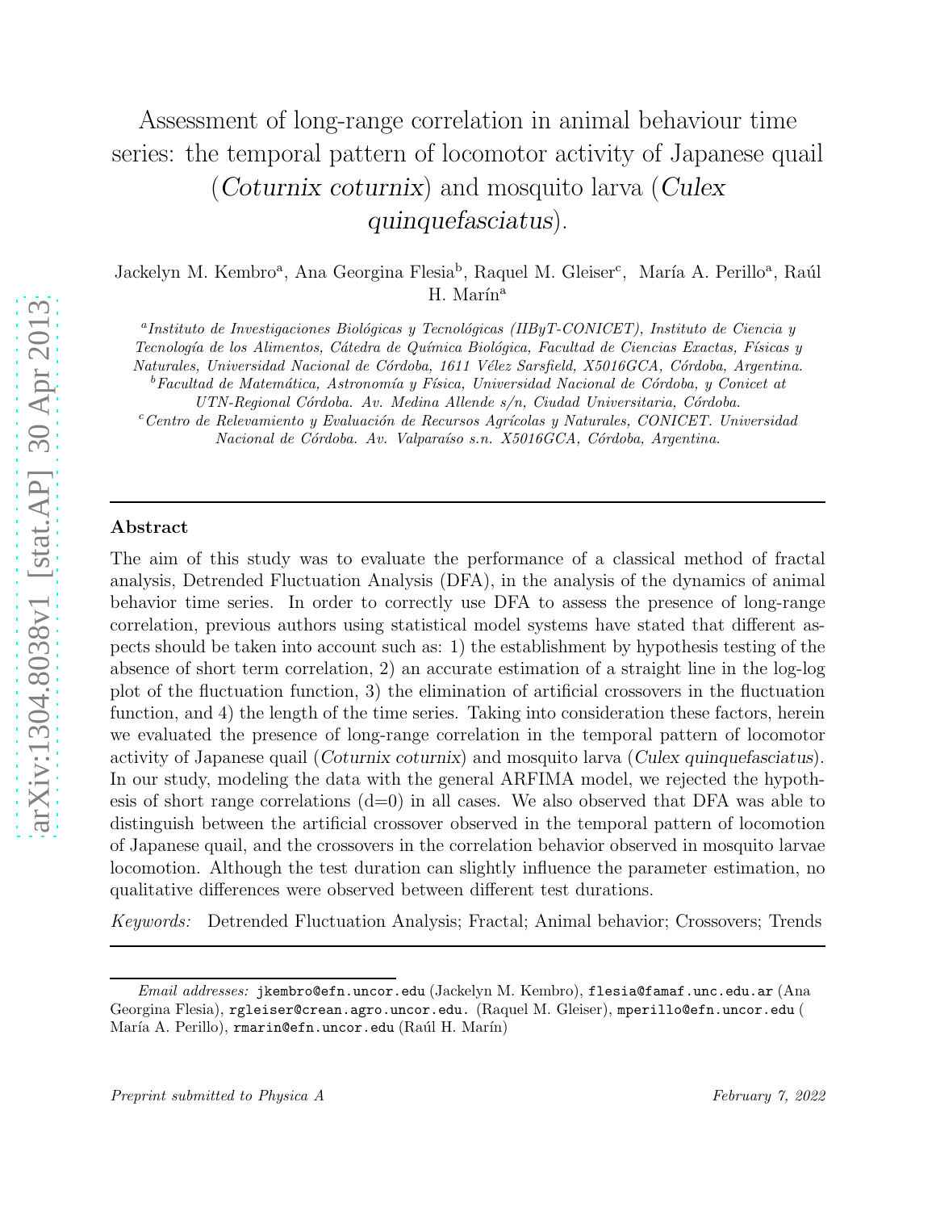# Assessment of long-range correlation in animal behaviour time series: the temporal pattern of locomotor activity of Japanese quail (*Coturnix coturnix*) and mosquito larva (*Culex quinquefasciatus*).

Jackelyn M. Kembro[a], Ana Georgina Flesia[b], Raquel M. Gleiser[c], María A. Perillo[a], Raúl H. Marín[a]

[a]*Instituto de Investigaciones Biológicas y Tecnológicas (IIByT-CONICET), Instituto de Ciencia y Tecnología de los Alimentos, Cátedra de Química Biológica, Facultad de Ciencias Exactas, Físicas y Naturales, Universidad Nacional de Córdoba, 1611 Vélez Sarsfield, X5016GCA, Córdoba, Argentina.*

[b]*Facultad de Matemática, Astronomía y Física, Universidad Nacional de Córdoba, y Conicet at UTN-Regional Córdoba. Av. Medina Allende s/n, Ciudad Universitaria, Córdoba.*

[c]*Centro de Relevamiento y Evaluación de Recursos Agrícolas y Naturales, CONICET. Universidad Nacional de Córdoba. Av. Valparaíso s.n. X5016GCA, Córdoba, Argentina.*

---

## Abstract

The aim of this study was to evaluate the performance of a classical method of fractal analysis, Detrended Fluctuation Analysis (DFA), in the analysis of the dynamics of animal behavior time series. In order to correctly use DFA to assess the presence of long-range correlation, previous authors using statistical model systems have stated that different aspects should be taken into account such as: 1) the establishment by hypothesis testing of the absence of short term correlation, 2) an accurate estimation of a straight line in the log-log plot of the fluctuation function, 3) the elimination of artificial crossovers in the fluctuation function, and 4) the length of the time series. Taking into consideration these factors, herein we evaluated the presence of long-range correlation in the temporal pattern of locomotor activity of Japanese quail (*Coturnix coturnix*) and mosquito larva (*Culex quinquefasciatus*). In our study, modeling the data with the general ARFIMA model, we rejected the hypothesis of short range correlations (d=0) in all cases. We also observed that DFA was able to distinguish between the artificial crossover observed in the temporal pattern of locomotion of Japanese quail, and the crossovers in the correlation behavior observed in mosquito larvae locomotion. Although the test duration can slightly influence the parameter estimation, no qualitative differences were observed between different test durations.

*Keywords:* Detrended Fluctuation Analysis; Fractal; Animal behavior; Crossovers; Trends

---

*Email addresses:* jkembro@efn.uncor.edu (Jackelyn M. Kembro), flesia@famaf.unc.edu.ar (Ana Georgina Flesia), rgleiser@crean.agro.uncor.edu. (Raquel M. Gleiser), mperillo@efn.uncor.edu ( María A. Perillo), rmarin@efn.uncor.edu (Raúl H. Marín)

*Preprint submitted to Physica A* February 7, 2022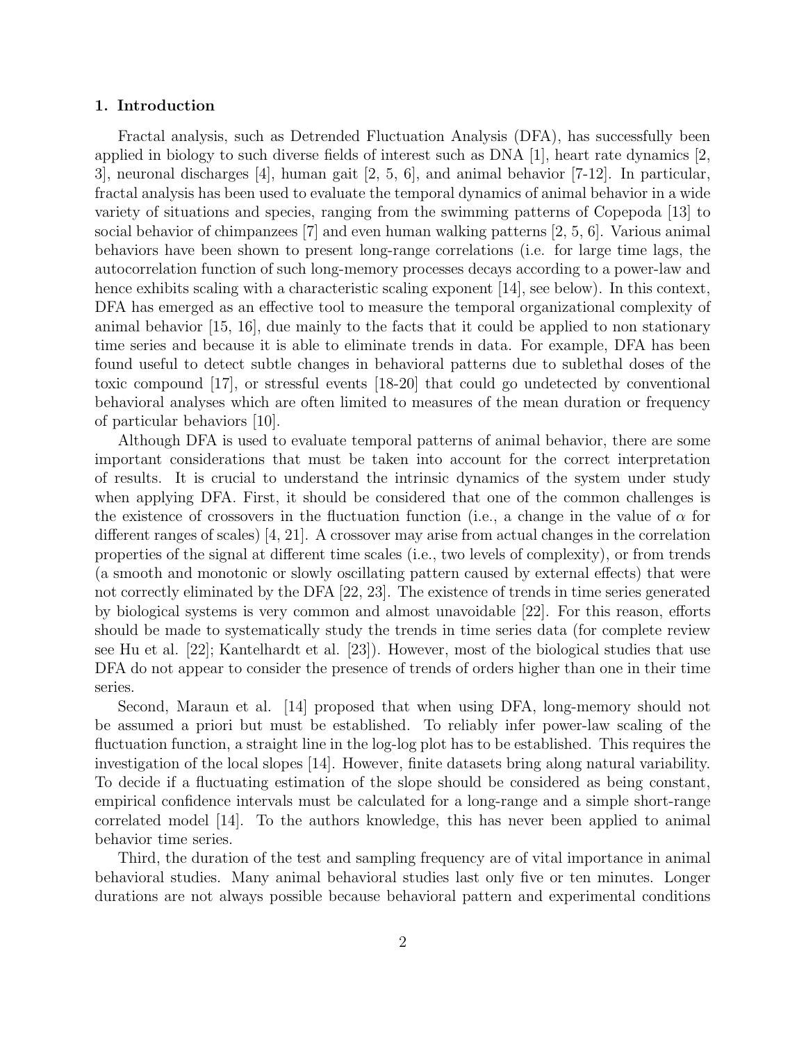## 1. Introduction

Fractal analysis, such as Detrended Fluctuation Analysis (DFA), has successfully been applied in biology to such diverse fields of interest such as DNA [1], heart rate dynamics [2, 3], neuronal discharges [4], human gait [2, 5, 6], and animal behavior [7-12]. In particular, fractal analysis has been used to evaluate the temporal dynamics of animal behavior in a wide variety of situations and species, ranging from the swimming patterns of Copepoda [13] to social behavior of chimpanzees [7] and even human walking patterns [2, 5, 6]. Various animal behaviors have been shown to present long-range correlations (i.e. for large time lags, the autocorrelation function of such long-memory processes decays according to a power-law and hence exhibits scaling with a characteristic scaling exponent [14], see below). In this context, DFA has emerged as an effective tool to measure the temporal organizational complexity of animal behavior [15, 16], due mainly to the facts that it could be applied to non stationary time series and because it is able to eliminate trends in data. For example, DFA has been found useful to detect subtle changes in behavioral patterns due to sublethal doses of the toxic compound [17], or stressful events [18-20] that could go undetected by conventional behavioral analyses which are often limited to measures of the mean duration or frequency of particular behaviors [10].

Although DFA is used to evaluate temporal patterns of animal behavior, there are some important considerations that must be taken into account for the correct interpretation of results. It is crucial to understand the intrinsic dynamics of the system under study when applying DFA. First, it should be considered that one of the common challenges is the existence of crossovers in the fluctuation function (i.e., a change in the value of $\alpha$ for different ranges of scales) [4, 21]. A crossover may arise from actual changes in the correlation properties of the signal at different time scales (i.e., two levels of complexity), or from trends (a smooth and monotonic or slowly oscillating pattern caused by external effects) that were not correctly eliminated by the DFA [22, 23]. The existence of trends in time series generated by biological systems is very common and almost unavoidable [22]. For this reason, efforts should be made to systematically study the trends in time series data (for complete review see Hu et al. [22]; Kantelhardt et al. [23]). However, most of the biological studies that use DFA do not appear to consider the presence of trends of orders higher than one in their time series.

Second, Maraun et al. [14] proposed that when using DFA, long-memory should not be assumed a priori but must be established. To reliably infer power-law scaling of the fluctuation function, a straight line in the log-log plot has to be established. This requires the investigation of the local slopes [14]. However, finite datasets bring along natural variability. To decide if a fluctuating estimation of the slope should be considered as being constant, empirical confidence intervals must be calculated for a long-range and a simple short-range correlated model [14]. To the authors knowledge, this has never been applied to animal behavior time series.

Third, the duration of the test and sampling frequency are of vital importance in animal behavioral studies. Many animal behavioral studies last only five or ten minutes. Longer durations are not always possible because behavioral pattern and experimental conditions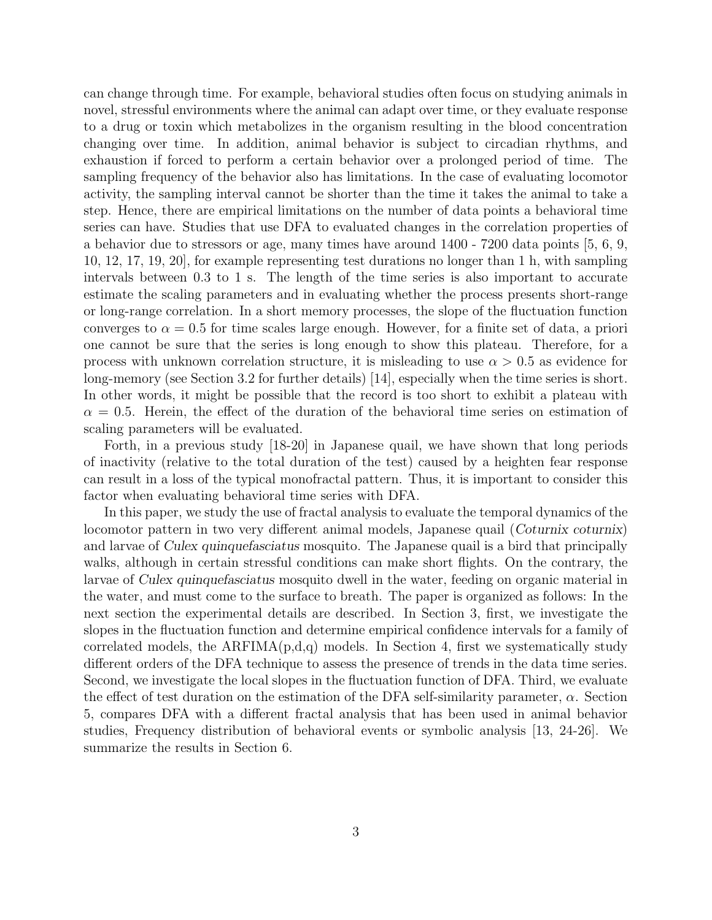can change through time. For example, behavioral studies often focus on studying animals in novel, stressful environments where the animal can adapt over time, or they evaluate response to a drug or toxin which metabolizes in the organism resulting in the blood concentration changing over time. In addition, animal behavior is subject to circadian rhythms, and exhaustion if forced to perform a certain behavior over a prolonged period of time. The sampling frequency of the behavior also has limitations. In the case of evaluating locomotor activity, the sampling interval cannot be shorter than the time it takes the animal to take a step. Hence, there are empirical limitations on the number of data points a behavioral time series can have. Studies that use DFA to evaluated changes in the correlation properties of a behavior due to stressors or age, many times have around 1400 - 7200 data points [5, 6, 9, 10, 12, 17, 19, 20], for example representing test durations no longer than 1 h, with sampling intervals between 0.3 to 1 s. The length of the time series is also important to accurate estimate the scaling parameters and in evaluating whether the process presents short-range or long-range correlation. In a short memory processes, the slope of the fluctuation function converges to $\alpha = 0.5$ for time scales large enough. However, for a finite set of data, a priori one cannot be sure that the series is long enough to show this plateau. Therefore, for a process with unknown correlation structure, it is misleading to use $\alpha > 0.5$ as evidence for long-memory (see Section 3.2 for further details) [14], especially when the time series is short. In other words, it might be possible that the record is too short to exhibit a plateau with $\alpha = 0.5$. Herein, the effect of the duration of the behavioral time series on estimation of scaling parameters will be evaluated.

Forth, in a previous study [18-20] in Japanese quail, we have shown that long periods of inactivity (relative to the total duration of the test) caused by a heighten fear response can result in a loss of the typical monofractal pattern. Thus, it is important to consider this factor when evaluating behavioral time series with DFA.

In this paper, we study the use of fractal analysis to evaluate the temporal dynamics of the locomotor pattern in two very different animal models, Japanese quail (*Coturnix coturnix*) and larvae of *Culex quinquefasciatus* mosquito. The Japanese quail is a bird that principally walks, although in certain stressful conditions can make short flights. On the contrary, the larvae of *Culex quinquefasciatus* mosquito dwell in the water, feeding on organic material in the water, and must come to the surface to breath. The paper is organized as follows: In the next section the experimental details are described. In Section 3, first, we investigate the slopes in the fluctuation function and determine empirical confidence intervals for a family of correlated models, the ARFIMA(p,d,q) models. In Section 4, first we systematically study different orders of the DFA technique to assess the presence of trends in the data time series. Second, we investigate the local slopes in the fluctuation function of DFA. Third, we evaluate the effect of test duration on the estimation of the DFA self-similarity parameter, $\alpha$. Section 5, compares DFA with a different fractal analysis that has been used in animal behavior studies, Frequency distribution of behavioral events or symbolic analysis [13, 24-26]. We summarize the results in Section 6.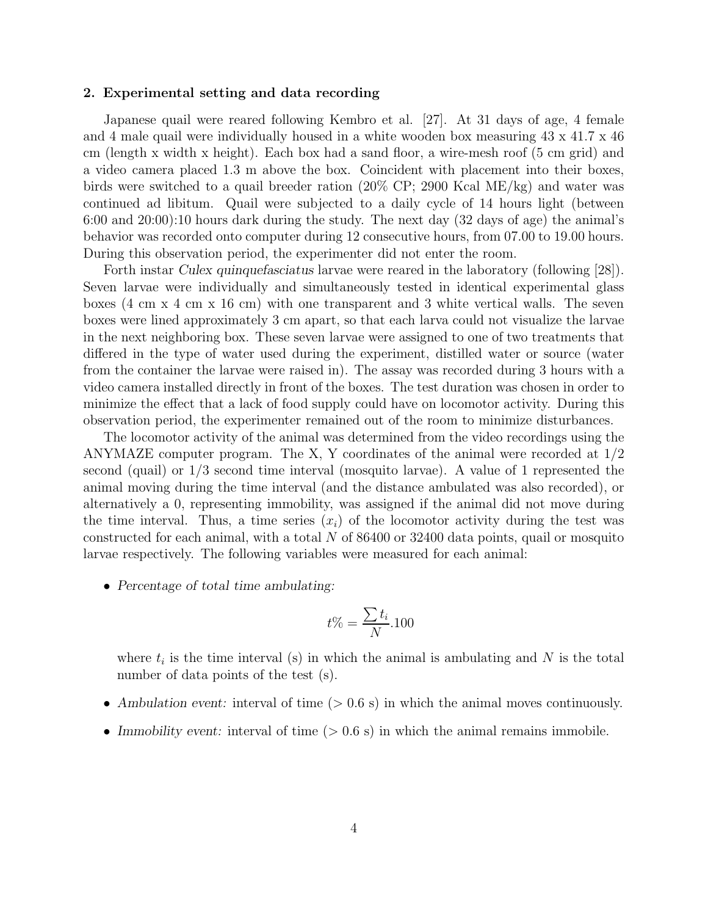## 2. Experimental setting and data recording

Japanese quail were reared following Kembro et al. [27]. At 31 days of age, 4 female and 4 male quail were individually housed in a white wooden box measuring 43 x 41.7 x 46 cm (length x width x height). Each box had a sand floor, a wire-mesh roof (5 cm grid) and a video camera placed 1.3 m above the box. Coincident with placement into their boxes, birds were switched to a quail breeder ration (20% CP; 2900 Kcal ME/kg) and water was continued ad libitum. Quail were subjected to a daily cycle of 14 hours light (between 6:00 and 20:00):10 hours dark during the study. The next day (32 days of age) the animal's behavior was recorded onto computer during 12 consecutive hours, from 07.00 to 19.00 hours. During this observation period, the experimenter did not enter the room.

Forth instar *Culex quinquefasciatus* larvae were reared in the laboratory (following [28]). Seven larvae were individually and simultaneously tested in identical experimental glass boxes (4 cm x 4 cm x 16 cm) with one transparent and 3 white vertical walls. The seven boxes were lined approximately 3 cm apart, so that each larva could not visualize the larvae in the next neighboring box. These seven larvae were assigned to one of two treatments that differed in the type of water used during the experiment, distilled water or source (water from the container the larvae were raised in). The assay was recorded during 3 hours with a video camera installed directly in front of the boxes. The test duration was chosen in order to minimize the effect that a lack of food supply could have on locomotor activity. During this observation period, the experimenter remained out of the room to minimize disturbances.

The locomotor activity of the animal was determined from the video recordings using the ANYMAZE computer program. The X, Y coordinates of the animal were recorded at 1/2 second (quail) or 1/3 second time interval (mosquito larvae). A value of 1 represented the animal moving during the time interval (and the distance ambulated was also recorded), or alternatively a 0, representing immobility, was assigned if the animal did not move during the time interval. Thus, a time series $(x_i)$ of the locomotor activity during the test was constructed for each animal, with a total $N$ of 86400 or 32400 data points, quail or mosquito larvae respectively. The following variables were measured for each animal:

- *Percentage of total time ambulating:*

$$t\% = \frac{\sum t_i}{N}.100$$

  where $t_i$ is the time interval (s) in which the animal is ambulating and $N$ is the total number of data points of the test (s).

- *Ambulation event:* interval of time ($> 0.6$ s) in which the animal moves continuously.

- *Immobility event:* interval of time ($> 0.6$ s) in which the animal remains immobile.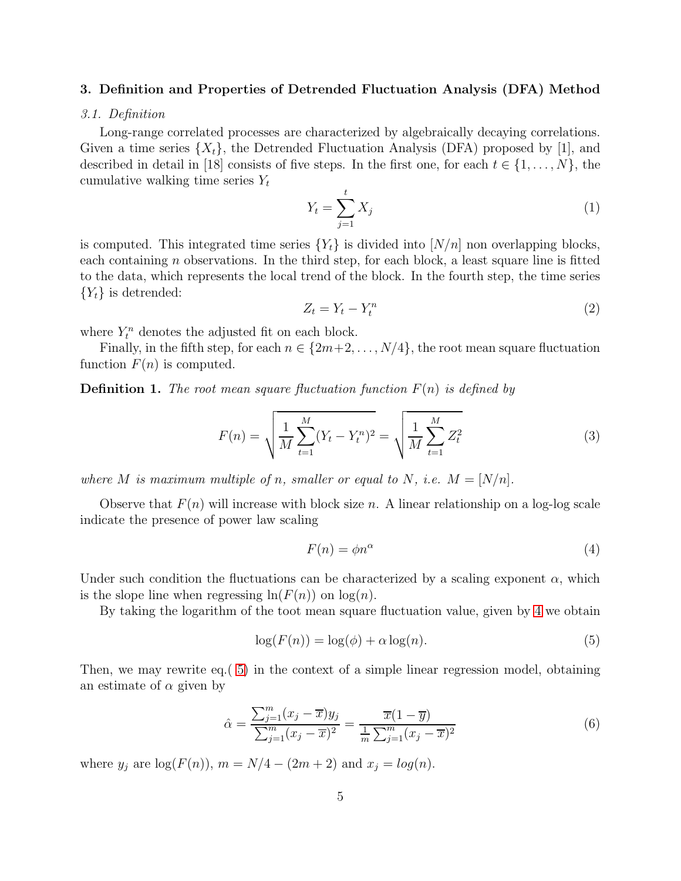## 3. Definition and Properties of Detrended Fluctuation Analysis (DFA) Method

### *3.1. Definition*

Long-range correlated processes are characterized by algebraically decaying correlations. Given a time series $\{X_t\}$, the Detrended Fluctuation Analysis (DFA) proposed by [1], and described in detail in [18] consists of five steps. In the first one, for each $t \in \{1, \ldots, N\}$, the cumulative walking time series $Y_t$

$$Y_t = \sum_{j=1}^{t} X_j \tag{1}$$

is computed. This integrated time series $\{Y_t\}$ is divided into $[N/n]$ non overlapping blocks, each containing $n$ observations. In the third step, for each block, a least square line is fitted to the data, which represents the local trend of the block. In the fourth step, the time series $\{Y_t\}$ is detrended:

$$Z_t = Y_t - Y_t^n \tag{2}$$

where $Y_t^n$ denotes the adjusted fit on each block.

Finally, in the fifth step, for each $n \in \{2m+2, \ldots, N/4\}$, the root mean square fluctuation function $F(n)$ is computed.

**Definition 1.** *The root mean square fluctuation function $F(n)$ is defined by*

$$F(n) = \sqrt{\frac{1}{M}\sum_{t=1}^{M}(Y_t - Y_t^n)^2} = \sqrt{\frac{1}{M}\sum_{t=1}^{M} Z_t^2} \tag{3}$$

*where $M$ is maximum multiple of $n$, smaller or equal to $N$, i.e. $M = [N/n]$.*

Observe that $F(n)$ will increase with block size $n$. A linear relationship on a log-log scale indicate the presence of power law scaling

$$F(n) = \phi n^{\alpha} \tag{4}$$

Under such condition the fluctuations can be characterized by a scaling exponent $\alpha$, which is the slope line when regressing $\ln(F(n))$ on $\log(n)$.

By taking the logarithm of the toot mean square fluctuation value, given by 4 we obtain

$$\log(F(n)) = \log(\phi) + \alpha \log(n). \tag{5}$$

Then, we may rewrite eq.( 5) in the context of a simple linear regression model, obtaining an estimate of $\alpha$ given by

$$\hat{\alpha} = \frac{\sum_{j=1}^{m}(x_j - \overline{x})y_j}{\sum_{j=1}^{m}(x_j - \overline{x})^2} = \frac{\overline{x}(1-\overline{y})}{\frac{1}{m}\sum_{j=1}^{m}(x_j - \overline{x})^2} \tag{6}$$

where $y_j$ are $\log(F(n))$, $m = N/4 - (2m+2)$ and $x_j = log(n)$.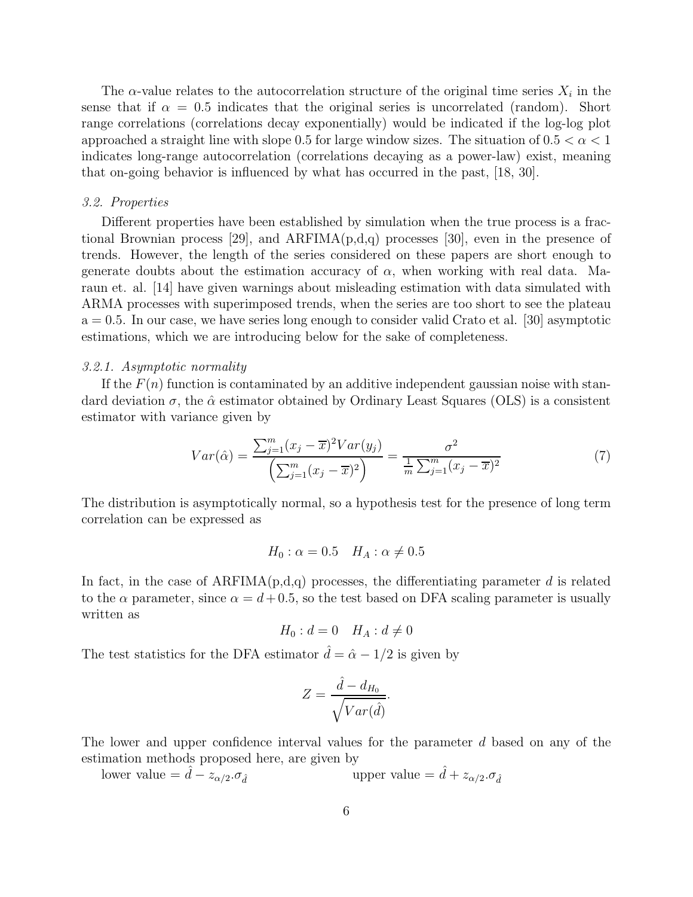The $\alpha$-value relates to the autocorrelation structure of the original time series $X_i$ in the sense that if $\alpha = 0.5$ indicates that the original series is uncorrelated (random). Short range correlations (correlations decay exponentially) would be indicated if the log-log plot approached a straight line with slope 0.5 for large window sizes. The situation of $0.5 < \alpha < 1$ indicates long-range autocorrelation (correlations decaying as a power-law) exist, meaning that on-going behavior is influenced by what has occurred in the past, [18, 30].

### *3.2. Properties*

Different properties have been established by simulation when the true process is a fractional Brownian process [29], and ARFIMA(p,d,q) processes [30], even in the presence of trends. However, the length of the series considered on these papers are short enough to generate doubts about the estimation accuracy of $\alpha$, when working with real data. Maraun et. al. [14] have given warnings about misleading estimation with data simulated with ARMA processes with superimposed trends, when the series are too short to see the plateau a = 0.5. In our case, we have series long enough to consider valid Crato et al. [30] asymptotic estimations, which we are introducing below for the sake of completeness.

#### *3.2.1. Asymptotic normality*

If the $F(n)$ function is contaminated by an additive independent gaussian noise with standard deviation $\sigma$, the $\hat{\alpha}$ estimator obtained by Ordinary Least Squares (OLS) is a consistent estimator with variance given by

$$Var(\hat{\alpha}) = \frac{\sum_{j=1}^{m}(x_j - \overline{x})^2 Var(y_j)}{\left(\sum_{j=1}^{m}(x_j - \overline{x})^2\right)} = \frac{\sigma^2}{\frac{1}{m}\sum_{j=1}^{m}(x_j - \overline{x})^2} \tag{7}$$

The distribution is asymptotically normal, so a hypothesis test for the presence of long term correlation can be expressed as

$$H_0 : \alpha = 0.5 \quad H_A : \alpha \neq 0.5$$

In fact, in the case of ARFIMA(p,d,q) processes, the differentiating parameter $d$ is related to the $\alpha$ parameter, since $\alpha = d + 0.5$, so the test based on DFA scaling parameter is usually written as

$$H_0 : d = 0 \quad H_A : d \neq 0$$

The test statistics for the DFA estimator $\hat{d} = \hat{\alpha} - 1/2$ is given by

$$Z = \frac{\hat{d} - d_{H_0}}{\sqrt{Var(\hat{d})}}.$$

The lower and upper confidence interval values for the parameter $d$ based on any of the estimation methods proposed here, are given by

lower value $= \hat{d} - z_{\alpha/2}.\sigma_{\hat{d}}$ upper value $= \hat{d} + z_{\alpha/2}.\sigma_{\hat{d}}$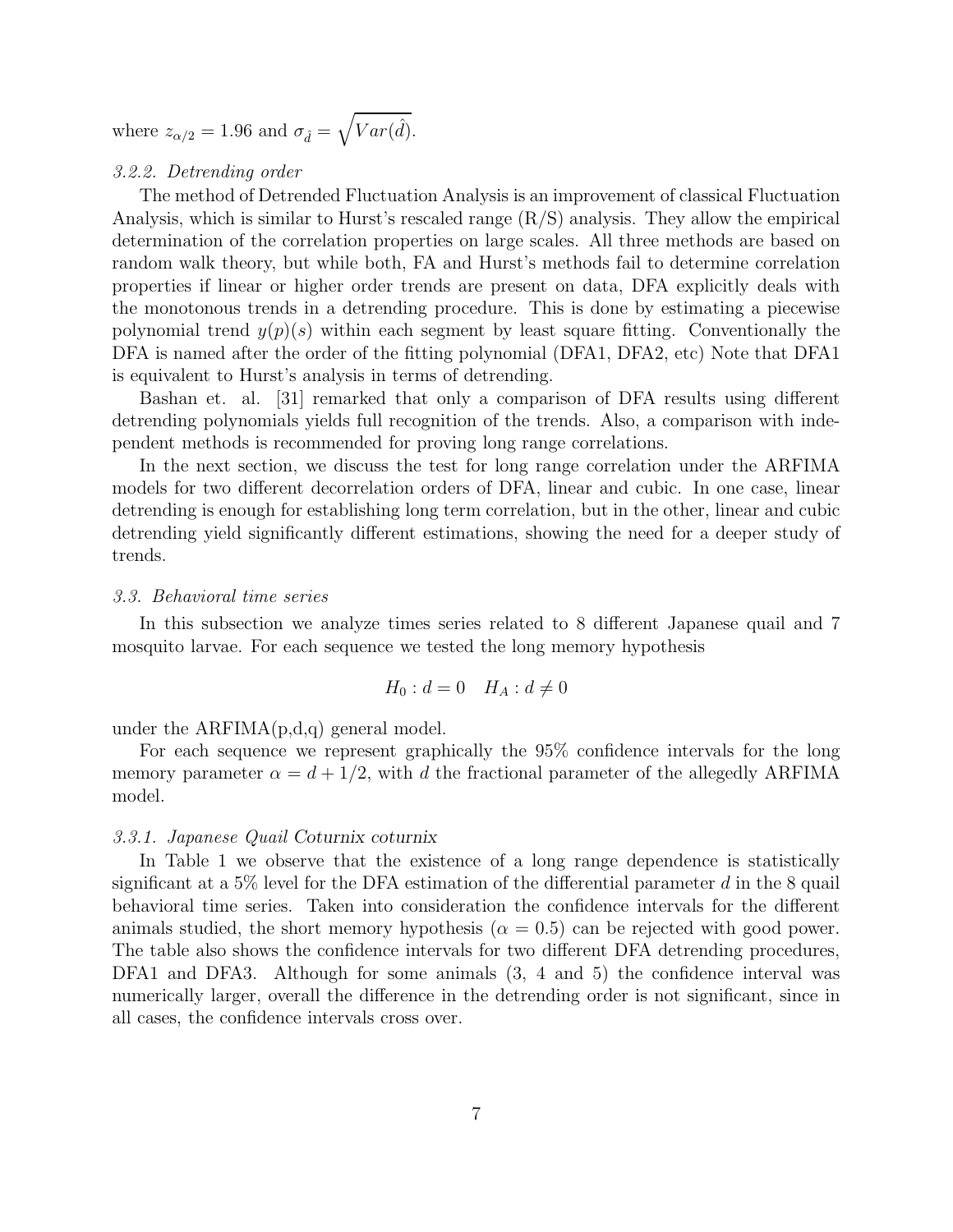where $z_{\alpha/2} = 1.96$ and $\sigma_{\hat{d}} = \sqrt{Var(\hat{d})}$.

#### *3.2.2. Detrending order*

The method of Detrended Fluctuation Analysis is an improvement of classical Fluctuation Analysis, which is similar to Hurst's rescaled range (R/S) analysis. They allow the empirical determination of the correlation properties on large scales. All three methods are based on random walk theory, but while both, FA and Hurst's methods fail to determine correlation properties if linear or higher order trends are present on data, DFA explicitly deals with the monotonous trends in a detrending procedure. This is done by estimating a piecewise polynomial trend $y(p)(s)$ within each segment by least square fitting. Conventionally the DFA is named after the order of the fitting polynomial (DFA1, DFA2, etc) Note that DFA1 is equivalent to Hurst's analysis in terms of detrending.

Bashan et. al. [31] remarked that only a comparison of DFA results using different detrending polynomials yields full recognition of the trends. Also, a comparison with independent methods is recommended for proving long range correlations.

In the next section, we discuss the test for long range correlation under the ARFIMA models for two different decorrelation orders of DFA, linear and cubic. In one case, linear detrending is enough for establishing long term correlation, but in the other, linear and cubic detrending yield significantly different estimations, showing the need for a deeper study of trends.

### *3.3. Behavioral time series*

In this subsection we analyze times series related to 8 different Japanese quail and 7 mosquito larvae. For each sequence we tested the long memory hypothesis

$$H_0 : d = 0 \quad H_A : d \neq 0$$

under the ARFIMA(p,d,q) general model.

For each sequence we represent graphically the 95% confidence intervals for the long memory parameter $\alpha = d + 1/2$, with $d$ the fractional parameter of the allegedly ARFIMA model.

#### *3.3.1. Japanese Quail Coturnix coturnix*

In Table 1 we observe that the existence of a long range dependence is statistically significant at a 5% level for the DFA estimation of the differential parameter $d$ in the 8 quail behavioral time series. Taken into consideration the confidence intervals for the different animals studied, the short memory hypothesis ($\alpha = 0.5$) can be rejected with good power. The table also shows the confidence intervals for two different DFA detrending procedures, DFA1 and DFA3. Although for some animals (3, 4 and 5) the confidence interval was numerically larger, overall the difference in the detrending order is not significant, since in all cases, the confidence intervals cross over.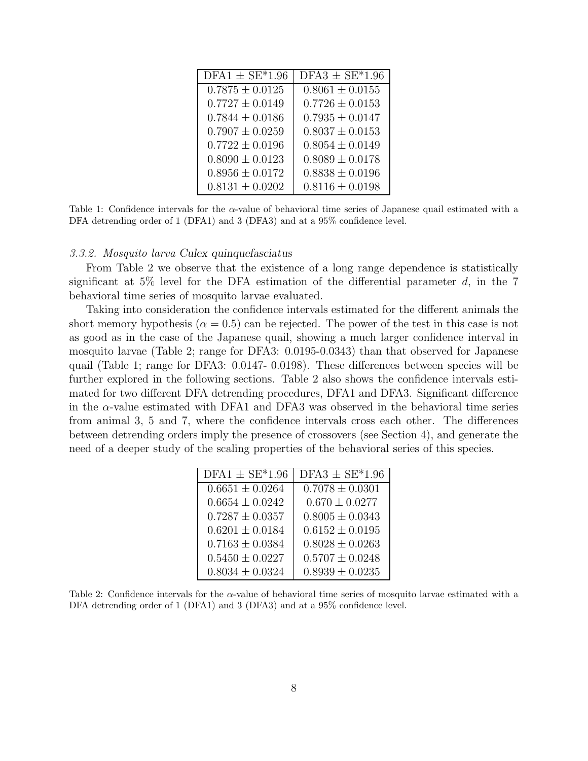| DFA1 $\pm$ SE*1.96 | DFA3 $\pm$ SE*1.96 |
|---|---|
| $0.7875 \pm 0.0125$ | $0.8061 \pm 0.0155$ |
| $0.7727 \pm 0.0149$ | $0.7726 \pm 0.0153$ |
| $0.7844 \pm 0.0186$ | $0.7935 \pm 0.0147$ |
| $0.7907 \pm 0.0259$ | $0.8037 \pm 0.0153$ |
| $0.7722 \pm 0.0196$ | $0.8054 \pm 0.0149$ |
| $0.8090 \pm 0.0123$ | $0.8089 \pm 0.0178$ |
| $0.8956 \pm 0.0172$ | $0.8838 \pm 0.0196$ |
| $0.8131 \pm 0.0202$ | $0.8116 \pm 0.0198$ |

Table 1: Confidence intervals for the $\alpha$-value of behavioral time series of Japanese quail estimated with a DFA detrending order of 1 (DFA1) and 3 (DFA3) and at a 95% confidence level.

#### *3.3.2. Mosquito larva* Culex quinquefasciatus

From Table 2 we observe that the existence of a long range dependence is statistically significant at 5% level for the DFA estimation of the differential parameter $d$, in the 7 behavioral time series of mosquito larvae evaluated.

Taking into consideration the confidence intervals estimated for the different animals the short memory hypothesis ($\alpha = 0.5$) can be rejected. The power of the test in this case is not as good as in the case of the Japanese quail, showing a much larger confidence interval in mosquito larvae (Table 2; range for DFA3: 0.0195-0.0343) than that observed for Japanese quail (Table 1; range for DFA3: 0.0147- 0.0198). These differences between species will be further explored in the following sections. Table 2 also shows the confidence intervals estimated for two different DFA detrending procedures, DFA1 and DFA3. Significant difference in the $\alpha$-value estimated with DFA1 and DFA3 was observed in the behavioral time series from animal 3, 5 and 7, where the confidence intervals cross each other. The differences between detrending orders imply the presence of crossovers (see Section 4), and generate the need of a deeper study of the scaling properties of the behavioral series of this species.

| DFA1 $\pm$ SE*1.96 | DFA3 $\pm$ SE*1.96 |
|---|---|
| $0.6651 \pm 0.0264$ | $0.7078 \pm 0.0301$ |
| $0.6654 \pm 0.0242$ | $0.670 \pm 0.0277$ |
| $0.7287 \pm 0.0357$ | $0.8005 \pm 0.0343$ |
| $0.6201 \pm 0.0184$ | $0.6152 \pm 0.0195$ |
| $0.7163 \pm 0.0384$ | $0.8028 \pm 0.0263$ |
| $0.5450 \pm 0.0227$ | $0.5707 \pm 0.0248$ |
| $0.8034 \pm 0.0324$ | $0.8939 \pm 0.0235$ |

Table 2: Confidence intervals for the $\alpha$-value of behavioral time series of mosquito larvae estimated with a DFA detrending order of 1 (DFA1) and 3 (DFA3) and at a 95% confidence level.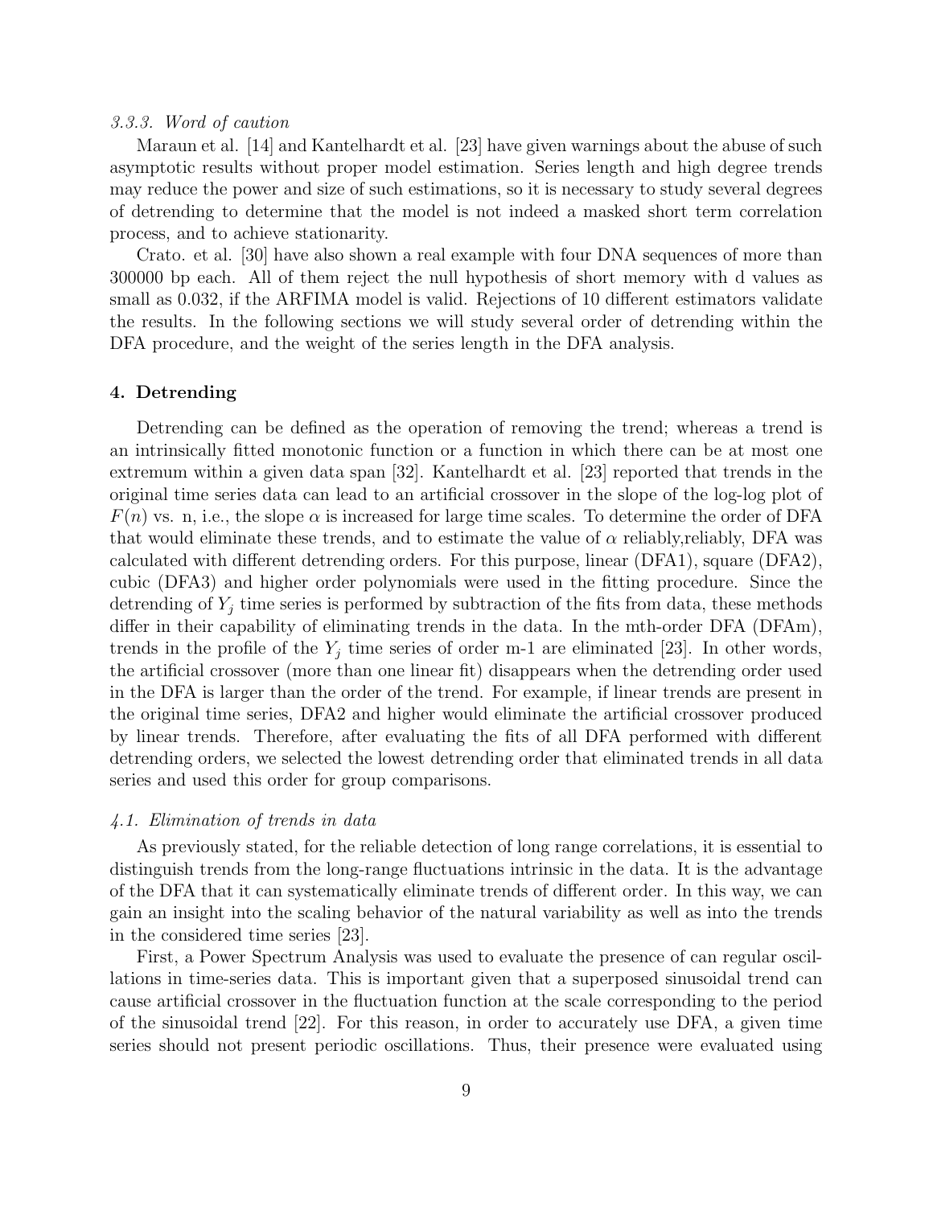### *3.3.3. Word of caution*

Maraun et al. [14] and Kantelhardt et al. [23] have given warnings about the abuse of such asymptotic results without proper model estimation. Series length and high degree trends may reduce the power and size of such estimations, so it is necessary to study several degrees of detrending to determine that the model is not indeed a masked short term correlation process, and to achieve stationarity.

Crato. et al. [30] have also shown a real example with four DNA sequences of more than 300000 bp each. All of them reject the null hypothesis of short memory with d values as small as 0.032, if the ARFIMA model is valid. Rejections of 10 different estimators validate the results. In the following sections we will study several order of detrending within the DFA procedure, and the weight of the series length in the DFA analysis.

## 4. Detrending

Detrending can be defined as the operation of removing the trend; whereas a trend is an intrinsically fitted monotonic function or a function in which there can be at most one extremum within a given data span [32]. Kantelhardt et al. [23] reported that trends in the original time series data can lead to an artificial crossover in the slope of the log-log plot of $F(n)$ vs. n, i.e., the slope $\alpha$ is increased for large time scales. To determine the order of DFA that would eliminate these trends, and to estimate the value of $\alpha$ reliably,reliably, DFA was calculated with different detrending orders. For this purpose, linear (DFA1), square (DFA2), cubic (DFA3) and higher order polynomials were used in the fitting procedure. Since the detrending of $Y_j$ time series is performed by subtraction of the fits from data, these methods differ in their capability of eliminating trends in the data. In the mth-order DFA (DFAm), trends in the profile of the $Y_j$ time series of order m-1 are eliminated [23]. In other words, the artificial crossover (more than one linear fit) disappears when the detrending order used in the DFA is larger than the order of the trend. For example, if linear trends are present in the original time series, DFA2 and higher would eliminate the artificial crossover produced by linear trends. Therefore, after evaluating the fits of all DFA performed with different detrending orders, we selected the lowest detrending order that eliminated trends in all data series and used this order for group comparisons.

### *4.1. Elimination of trends in data*

As previously stated, for the reliable detection of long range correlations, it is essential to distinguish trends from the long-range fluctuations intrinsic in the data. It is the advantage of the DFA that it can systematically eliminate trends of different order. In this way, we can gain an insight into the scaling behavior of the natural variability as well as into the trends in the considered time series [23].

First, a Power Spectrum Analysis was used to evaluate the presence of can regular oscillations in time-series data. This is important given that a superposed sinusoidal trend can cause artificial crossover in the fluctuation function at the scale corresponding to the period of the sinusoidal trend [22]. For this reason, in order to accurately use DFA, a given time series should not present periodic oscillations. Thus, their presence were evaluated using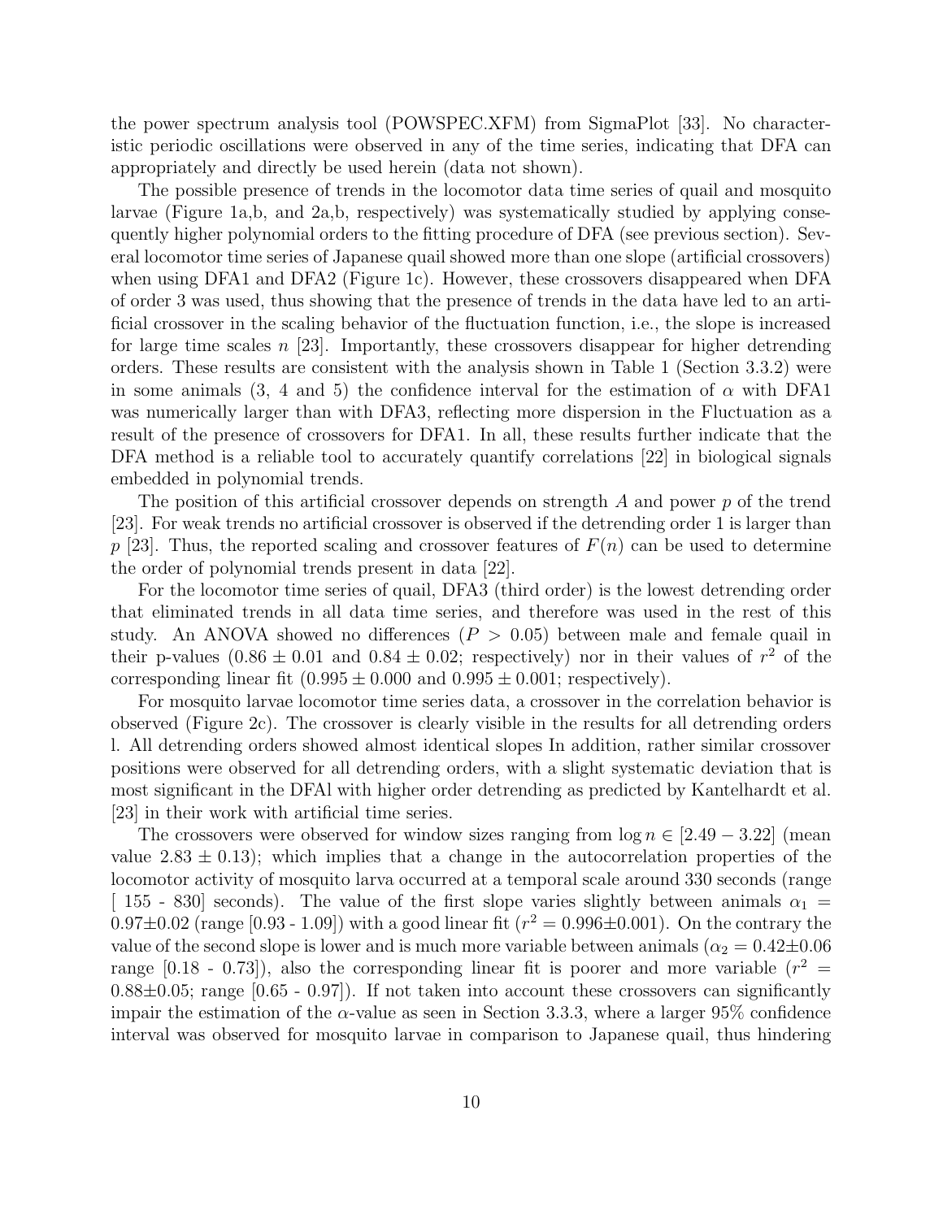the power spectrum analysis tool (POWSPEC.XFM) from SigmaPlot [33]. No characteristic periodic oscillations were observed in any of the time series, indicating that DFA can appropriately and directly be used herein (data not shown).

The possible presence of trends in the locomotor data time series of quail and mosquito larvae (Figure 1a,b, and 2a,b, respectively) was systematically studied by applying consequently higher polynomial orders to the fitting procedure of DFA (see previous section). Several locomotor time series of Japanese quail showed more than one slope (artificial crossovers) when using DFA1 and DFA2 (Figure 1c). However, these crossovers disappeared when DFA of order 3 was used, thus showing that the presence of trends in the data have led to an artificial crossover in the scaling behavior of the fluctuation function, i.e., the slope is increased for large time scales $n$ [23]. Importantly, these crossovers disappear for higher detrending orders. These results are consistent with the analysis shown in Table 1 (Section 3.3.2) were in some animals (3, 4 and 5) the confidence interval for the estimation of $\alpha$ with DFA1 was numerically larger than with DFA3, reflecting more dispersion in the Fluctuation as a result of the presence of crossovers for DFA1. In all, these results further indicate that the DFA method is a reliable tool to accurately quantify correlations [22] in biological signals embedded in polynomial trends.

The position of this artificial crossover depends on strength $A$ and power $p$ of the trend [23]. For weak trends no artificial crossover is observed if the detrending order 1 is larger than $p$ [23]. Thus, the reported scaling and crossover features of $F(n)$ can be used to determine the order of polynomial trends present in data [22].

For the locomotor time series of quail, DFA3 (third order) is the lowest detrending order that eliminated trends in all data time series, and therefore was used in the rest of this study. An ANOVA showed no differences ($P > 0.05$) between male and female quail in their p-values ($0.86 \pm 0.01$ and $0.84 \pm 0.02$; respectively) nor in their values of $r^2$ of the corresponding linear fit ($0.995 \pm 0.000$ and $0.995 \pm 0.001$; respectively).

For mosquito larvae locomotor time series data, a crossover in the correlation behavior is observed (Figure 2c). The crossover is clearly visible in the results for all detrending orders l. All detrending orders showed almost identical slopes In addition, rather similar crossover positions were observed for all detrending orders, with a slight systematic deviation that is most significant in the DFAl with higher order detrending as predicted by Kantelhardt et al. [23] in their work with artificial time series.

The crossovers were observed for window sizes ranging from $\log n \in [2.49 - 3.22]$ (mean value $2.83 \pm 0.13$); which implies that a change in the autocorrelation properties of the locomotor activity of mosquito larva occurred at a temporal scale around 330 seconds (range [ 155 - 830] seconds). The value of the first slope varies slightly between animals $\alpha_1 = 0.97 \pm 0.02$ (range [0.93 - 1.09]) with a good linear fit ($r^2 = 0.996 \pm 0.001$). On the contrary the value of the second slope is lower and is much more variable between animals ($\alpha_2 = 0.42 \pm 0.06$ range [0.18 - 0.73]), also the corresponding linear fit is poorer and more variable ($r^2 = 0.88 \pm 0.05$; range [0.65 - 0.97]). If not taken into account these crossovers can significantly impair the estimation of the $\alpha$-value as seen in Section 3.3.3, where a larger 95% confidence interval was observed for mosquito larvae in comparison to Japanese quail, thus hindering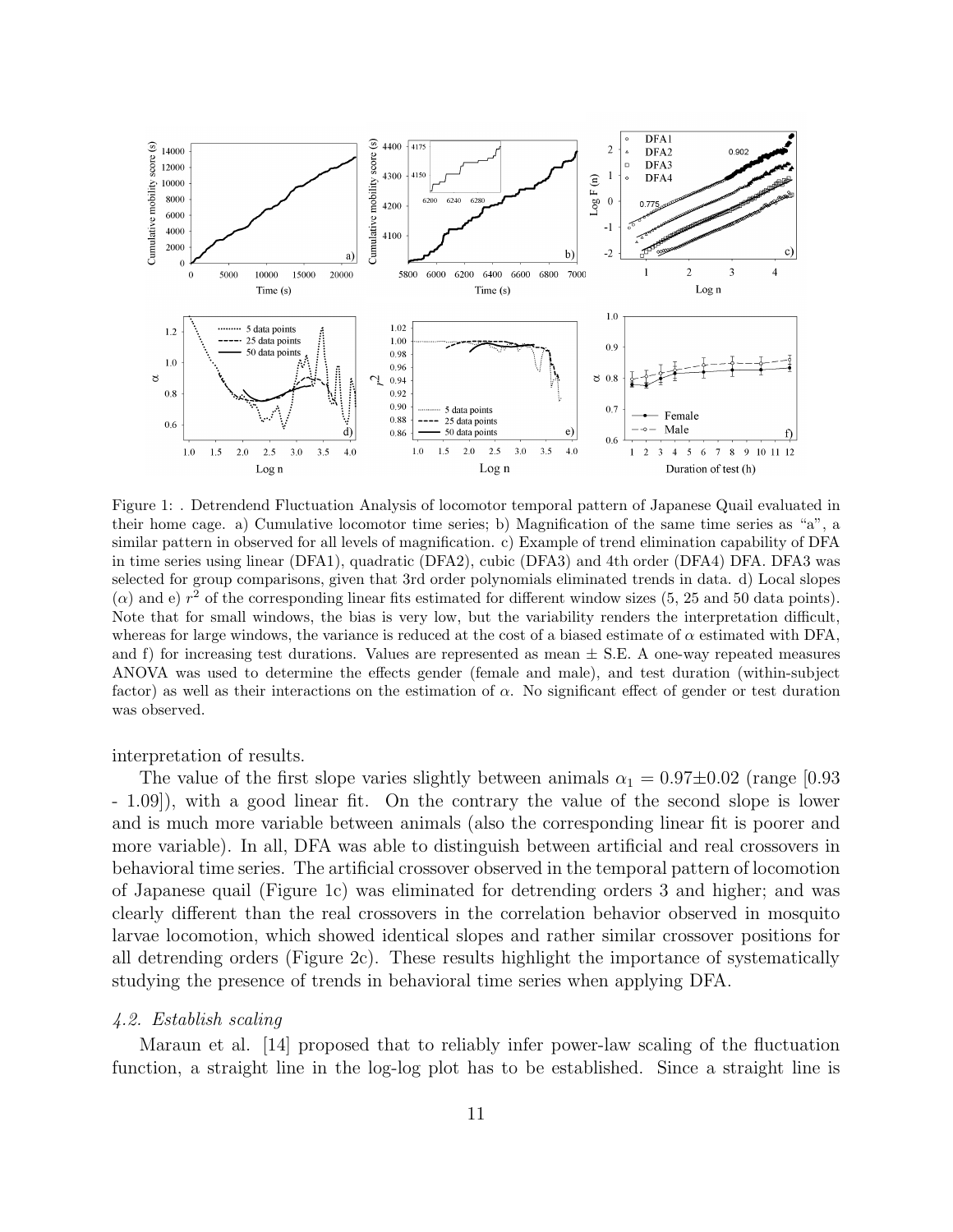Figure 1: . Detrendend Fluctuation Analysis of locomotor temporal pattern of Japanese Quail evaluated in their home cage. a) Cumulative locomotor time series; b) Magnification of the same time series as "a", a similar pattern in observed for all levels of magnification. c) Example of trend elimination capability of DFA in time series using linear (DFA1), quadratic (DFA2), cubic (DFA3) and 4th order (DFA4) DFA. DFA3 was selected for group comparisons, given that 3rd order polynomials eliminated trends in data. d) Local slopes ($\alpha$) and e) $r^2$ of the corresponding linear fits estimated for different window sizes (5, 25 and 50 data points). Note that for small windows, the bias is very low, but the variability renders the interpretation difficult, whereas for large windows, the variance is reduced at the cost of a biased estimate of $\alpha$ estimated with DFA, and f) for increasing test durations. Values are represented as mean $\pm$ S.E. A one-way repeated measures ANOVA was used to determine the effects gender (female and male), and test duration (within-subject factor) as well as their interactions on the estimation of $\alpha$. No significant effect of gender or test duration was observed.

interpretation of results.

The value of the first slope varies slightly between animals $\alpha_1 = 0.97 \pm 0.02$ (range [0.93 - 1.09]), with a good linear fit. On the contrary the value of the second slope is lower and is much more variable between animals (also the corresponding linear fit is poorer and more variable). In all, DFA was able to distinguish between artificial and real crossovers in behavioral time series. The artificial crossover observed in the temporal pattern of locomotion of Japanese quail (Figure 1c) was eliminated for detrending orders 3 and higher; and was clearly different than the real crossovers in the correlation behavior observed in mosquito larvae locomotion, which showed identical slopes and rather similar crossover positions for all detrending orders (Figure 2c). These results highlight the importance of systematically studying the presence of trends in behavioral time series when applying DFA.

### *4.2. Establish scaling*

Maraun et al. [14] proposed that to reliably infer power-law scaling of the fluctuation function, a straight line in the log-log plot has to be established. Since a straight line is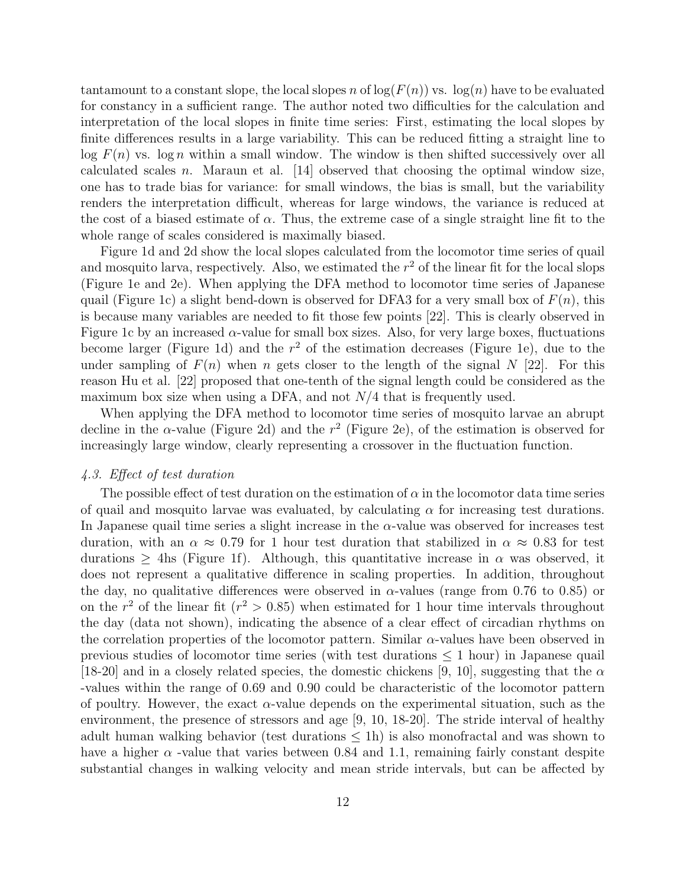tantamount to a constant slope, the local slopes $n$ of $\log(F(n))$ vs. $\log(n)$ have to be evaluated for constancy in a sufficient range. The author noted two difficulties for the calculation and interpretation of the local slopes in finite time series: First, estimating the local slopes by finite differences results in a large variability. This can be reduced fitting a straight line to $\log F(n)$ vs. $\log n$ within a small window. The window is then shifted successively over all calculated scales $n$. Maraun et al. [14] observed that choosing the optimal window size, one has to trade bias for variance: for small windows, the bias is small, but the variability renders the interpretation difficult, whereas for large windows, the variance is reduced at the cost of a biased estimate of $\alpha$. Thus, the extreme case of a single straight line fit to the whole range of scales considered is maximally biased.

Figure 1d and 2d show the local slopes calculated from the locomotor time series of quail and mosquito larva, respectively. Also, we estimated the $r^2$ of the linear fit for the local slops (Figure 1e and 2e). When applying the DFA method to locomotor time series of Japanese quail (Figure 1c) a slight bend-down is observed for DFA3 for a very small box of $F(n)$, this is because many variables are needed to fit those few points [22]. This is clearly observed in Figure 1c by an increased $\alpha$-value for small box sizes. Also, for very large boxes, fluctuations become larger (Figure 1d) and the $r^2$ of the estimation decreases (Figure 1e), due to the under sampling of $F(n)$ when $n$ gets closer to the length of the signal $N$ [22]. For this reason Hu et al. [22] proposed that one-tenth of the signal length could be considered as the maximum box size when using a DFA, and not $N/4$ that is frequently used.

When applying the DFA method to locomotor time series of mosquito larvae an abrupt decline in the $\alpha$-value (Figure 2d) and the $r^2$ (Figure 2e), of the estimation is observed for increasingly large window, clearly representing a crossover in the fluctuation function.

### *4.3. Effect of test duration*

The possible effect of test duration on the estimation of $\alpha$ in the locomotor data time series of quail and mosquito larvae was evaluated, by calculating $\alpha$ for increasing test durations. In Japanese quail time series a slight increase in the $\alpha$-value was observed for increases test duration, with an $\alpha \approx 0.79$ for 1 hour test duration that stabilized in $\alpha \approx 0.83$ for test durations $\geq$ 4hs (Figure 1f). Although, this quantitative increase in $\alpha$ was observed, it does not represent a qualitative difference in scaling properties. In addition, throughout the day, no qualitative differences were observed in $\alpha$-values (range from 0.76 to 0.85) or on the $r^2$ of the linear fit ($r^2 > 0.85$) when estimated for 1 hour time intervals throughout the day (data not shown), indicating the absence of a clear effect of circadian rhythms on the correlation properties of the locomotor pattern. Similar $\alpha$-values have been observed in previous studies of locomotor time series (with test durations $\leq$ 1 hour) in Japanese quail [18-20] and in a closely related species, the domestic chickens [9, 10], suggesting that the $\alpha$ -values within the range of 0.69 and 0.90 could be characteristic of the locomotor pattern of poultry. However, the exact $\alpha$-value depends on the experimental situation, such as the environment, the presence of stressors and age [9, 10, 18-20]. The stride interval of healthy adult human walking behavior (test durations $\leq$ 1h) is also monofractal and was shown to have a higher $\alpha$ -value that varies between 0.84 and 1.1, remaining fairly constant despite substantial changes in walking velocity and mean stride intervals, but can be affected by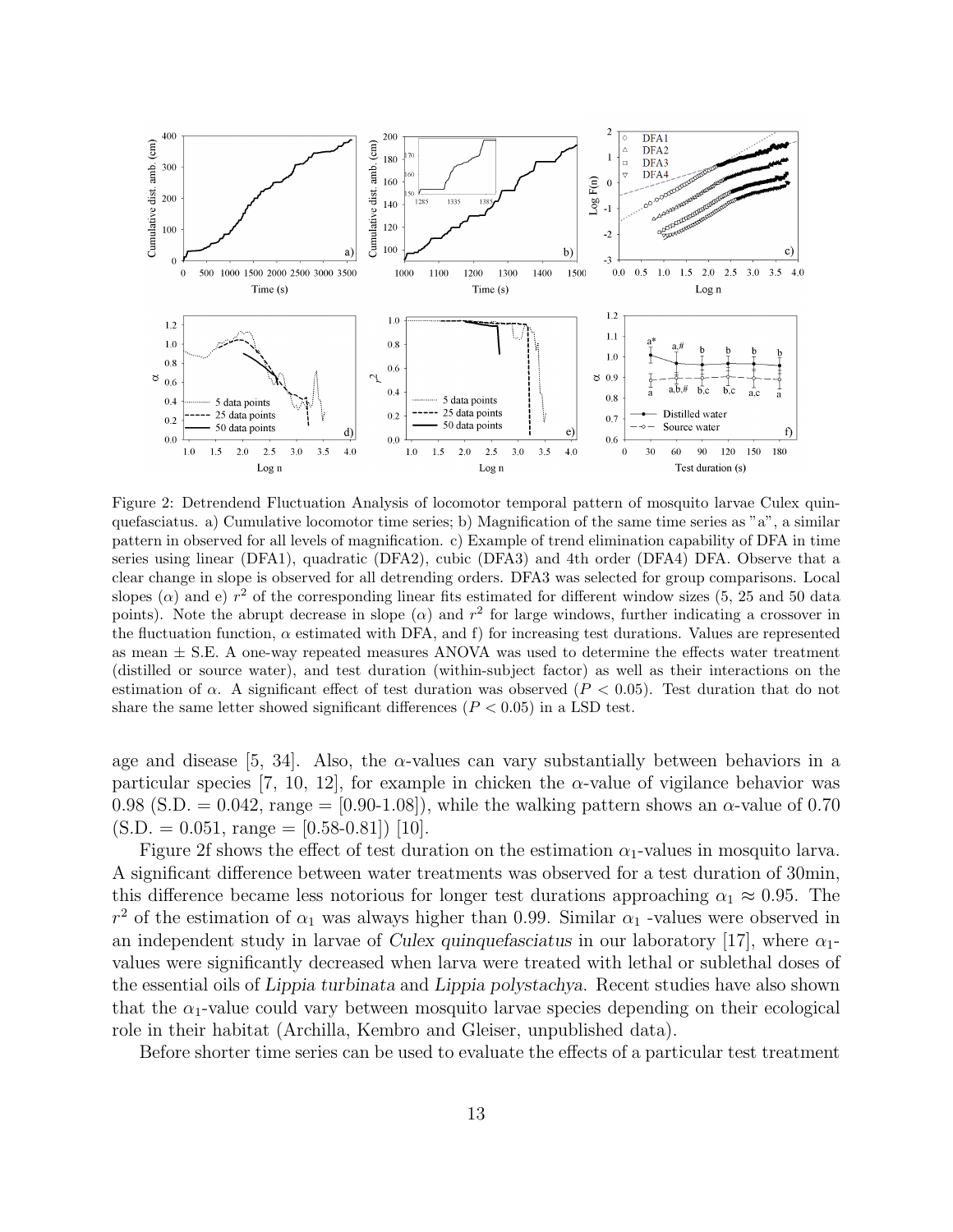Figure 2: Detrendend Fluctuation Analysis of locomotor temporal pattern of mosquito larvae Culex quinquefasciatus. a) Cumulative locomotor time series; b) Magnification of the same time series as "a", a similar pattern in observed for all levels of magnification. c) Example of trend elimination capability of DFA in time series using linear (DFA1), quadratic (DFA2), cubic (DFA3) and 4th order (DFA4) DFA. Observe that a clear change in slope is observed for all detrending orders. DFA3 was selected for group comparisons. Local slopes ($\alpha$) and e) $r^2$ of the corresponding linear fits estimated for different window sizes (5, 25 and 50 data points). Note the abrupt decrease in slope ($\alpha$) and $r^2$ for large windows, further indicating a crossover in the fluctuation function, $\alpha$ estimated with DFA, and f) for increasing test durations. Values are represented as mean $\pm$ S.E. A one-way repeated measures ANOVA was used to determine the effects water treatment (distilled or source water), and test duration (within-subject factor) as well as their interactions on the estimation of $\alpha$. A significant effect of test duration was observed ($P < 0.05$). Test duration that do not share the same letter showed significant differences ($P < 0.05$) in a LSD test.

age and disease [5, 34]. Also, the $\alpha$-values can vary substantially between behaviors in a particular species [7, 10, 12], for example in chicken the $\alpha$-value of vigilance behavior was 0.98 (S.D. = 0.042, range = [0.90-1.08]), while the walking pattern shows an $\alpha$-value of 0.70 (S.D. = 0.051, range = [0.58-0.81]) [10].

Figure 2f shows the effect of test duration on the estimation $\alpha_1$-values in mosquito larva. A significant difference between water treatments was observed for a test duration of 30min, this difference became less notorious for longer test durations approaching $\alpha_1 \approx 0.95$. The $r^2$ of the estimation of $\alpha_1$ was always higher than 0.99. Similar $\alpha_1$ -values were observed in an independent study in larvae of *Culex quinquefasciatus* in our laboratory [17], where $\alpha_1$-values were significantly decreased when larva were treated with lethal or sublethal doses of the essential oils of *Lippia turbinata* and *Lippia polystachya*. Recent studies have also shown that the $\alpha_1$-value could vary between mosquito larvae species depending on their ecological role in their habitat (Archilla, Kembro and Gleiser, unpublished data).

Before shorter time series can be used to evaluate the effects of a particular test treatment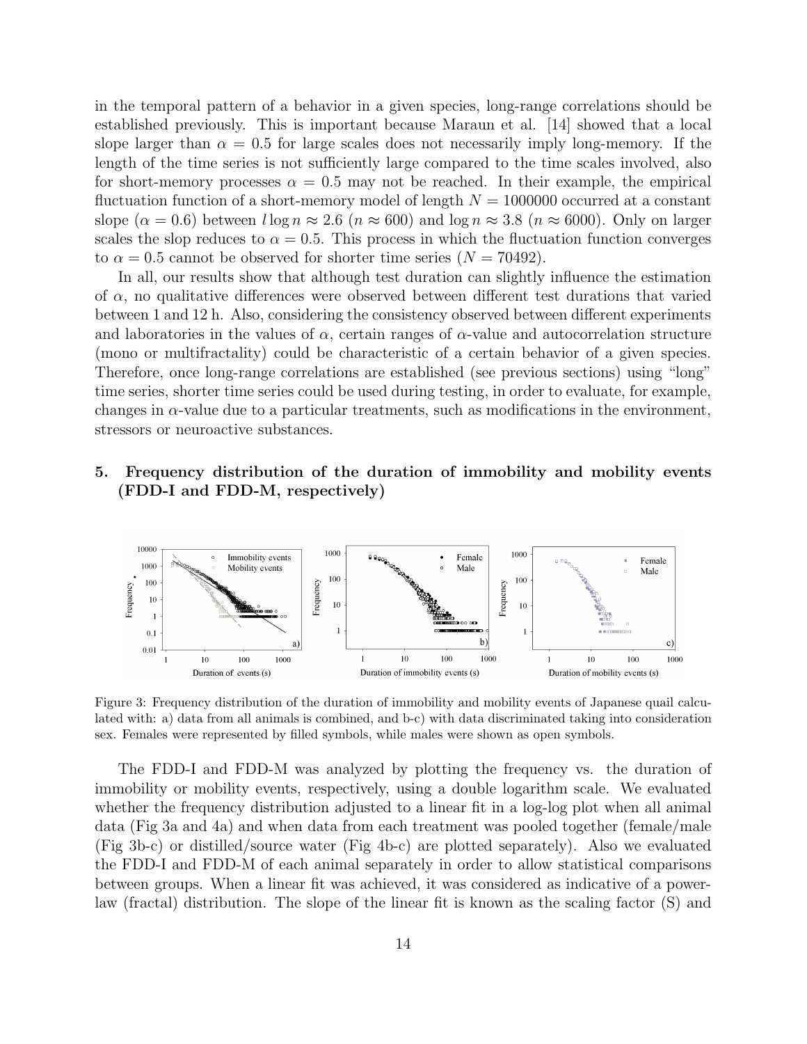in the temporal pattern of a behavior in a given species, long-range correlations should be established previously. This is important because Maraun et al. [14] showed that a local slope larger than $\alpha = 0.5$ for large scales does not necessarily imply long-memory. If the length of the time series is not sufficiently large compared to the time scales involved, also for short-memory processes $\alpha = 0.5$ may not be reached. In their example, the empirical fluctuation function of a short-memory model of length $N = 1000000$ occurred at a constant slope ($\alpha = 0.6$) between $l \log n \approx 2.6$ ($n \approx 600$) and $\log n \approx 3.8$ ($n \approx 6000$). Only on larger scales the slop reduces to $\alpha = 0.5$. This process in which the fluctuation function converges to $\alpha = 0.5$ cannot be observed for shorter time series ($N = 70492$).

In all, our results show that although test duration can slightly influence the estimation of $\alpha$, no qualitative differences were observed between different test durations that varied between 1 and 12 h. Also, considering the consistency observed between different experiments and laboratories in the values of $\alpha$, certain ranges of $\alpha$-value and autocorrelation structure (mono or multifractality) could be characteristic of a certain behavior of a given species. Therefore, once long-range correlations are established (see previous sections) using "long" time series, shorter time series could be used during testing, in order to evaluate, for example, changes in $\alpha$-value due to a particular treatments, such as modifications in the environment, stressors or neuroactive substances.

## 5. Frequency distribution of the duration of immobility and mobility events (FDD-I and FDD-M, respectively)

Figure 3: Frequency distribution of the duration of immobility and mobility events of Japanese quail calculated with: a) data from all animals is combined, and b-c) with data discriminated taking into consideration sex. Females were represented by filled symbols, while males were shown as open symbols.

The FDD-I and FDD-M was analyzed by plotting the frequency vs. the duration of immobility or mobility events, respectively, using a double logarithm scale. We evaluated whether the frequency distribution adjusted to a linear fit in a log-log plot when all animal data (Fig 3a and 4a) and when data from each treatment was pooled together (female/male (Fig 3b-c) or distilled/source water (Fig 4b-c) are plotted separately). Also we evaluated the FDD-I and FDD-M of each animal separately in order to allow statistical comparisons between groups. When a linear fit was achieved, it was considered as indicative of a power-law (fractal) distribution. The slope of the linear fit is known as the scaling factor (S) and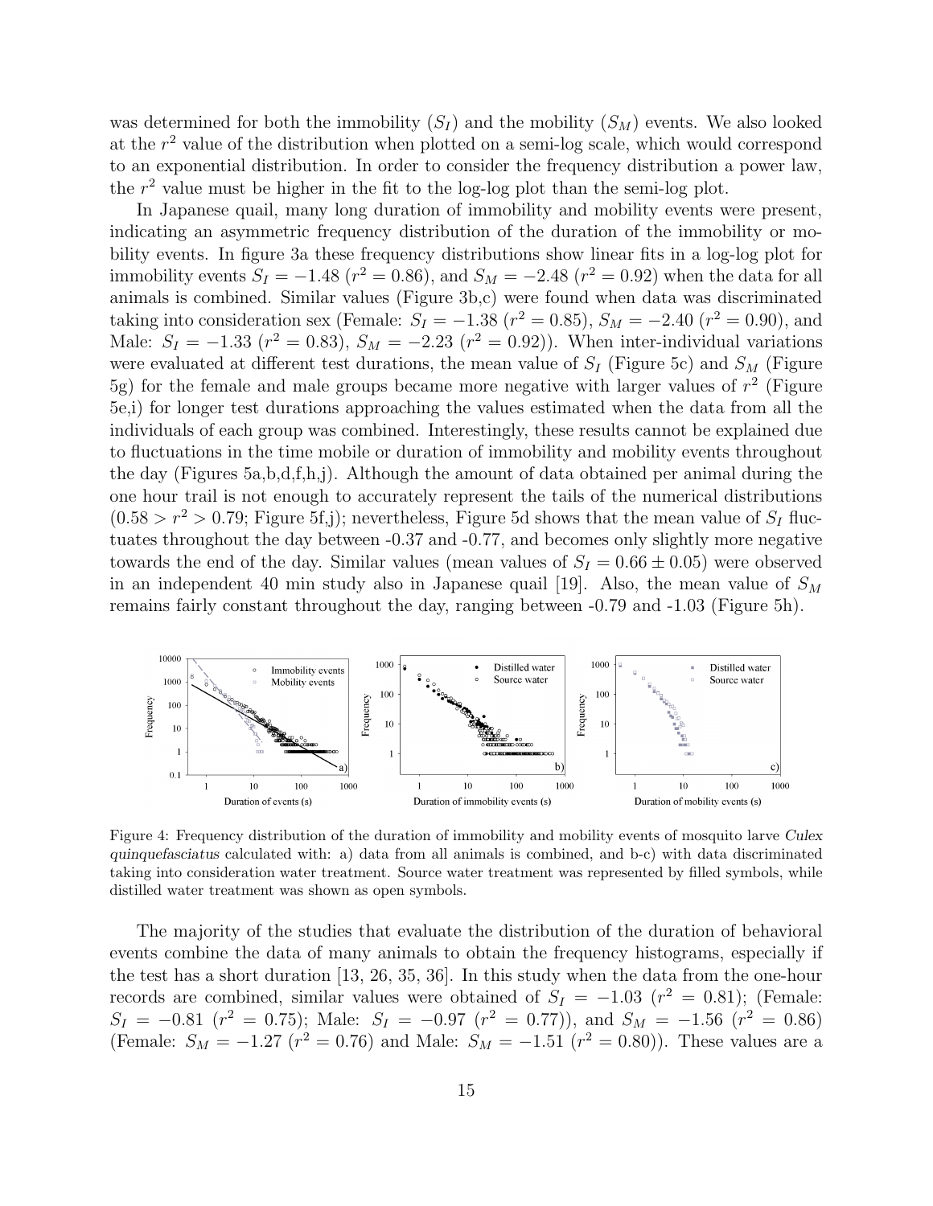was determined for both the immobility ($S_I$) and the mobility ($S_M$) events. We also looked at the $r^2$ value of the distribution when plotted on a semi-log scale, which would correspond to an exponential distribution. In order to consider the frequency distribution a power law, the $r^2$ value must be higher in the fit to the log-log plot than the semi-log plot.

In Japanese quail, many long duration of immobility and mobility events were present, indicating an asymmetric frequency distribution of the duration of the immobility or mobility events. In figure 3a these frequency distributions show linear fits in a log-log plot for immobility events $S_I = -1.48$ ($r^2 = 0.86$), and $S_M = -2.48$ ($r^2 = 0.92$) when the data for all animals is combined. Similar values (Figure 3b,c) were found when data was discriminated taking into consideration sex (Female: $S_I = -1.38$ ($r^2 = 0.85$), $S_M = -2.40$ ($r^2 = 0.90$), and Male: $S_I = -1.33$ ($r^2 = 0.83$), $S_M = -2.23$ ($r^2 = 0.92$)). When inter-individual variations were evaluated at different test durations, the mean value of $S_I$ (Figure 5c) and $S_M$ (Figure 5g) for the female and male groups became more negative with larger values of $r^2$ (Figure 5e,i) for longer test durations approaching the values estimated when the data from all the individuals of each group was combined. Interestingly, these results cannot be explained due to fluctuations in the time mobile or duration of immobility and mobility events throughout the day (Figures 5a,b,d,f,h,j). Although the amount of data obtained per animal during the one hour trail is not enough to accurately represent the tails of the numerical distributions ($0.58 > r^2 > 0.79$; Figure 5f,j); nevertheless, Figure 5d shows that the mean value of $S_I$ fluctuates throughout the day between -0.37 and -0.77, and becomes only slightly more negative towards the end of the day. Similar values (mean values of $S_I = 0.66 \pm 0.05$) were observed in an independent 40 min study also in Japanese quail [19]. Also, the mean value of $S_M$ remains fairly constant throughout the day, ranging between -0.79 and -1.03 (Figure 5h).

Figure 4: Frequency distribution of the duration of immobility and mobility events of mosquito larve *Culex quinquefasciatus* calculated with: a) data from all animals is combined, and b-c) with data discriminated taking into consideration water treatment. Source water treatment was represented by filled symbols, while distilled water treatment was shown as open symbols.

The majority of the studies that evaluate the distribution of the duration of behavioral events combine the data of many animals to obtain the frequency histograms, especially if the test has a short duration [13, 26, 35, 36]. In this study when the data from the one-hour records are combined, similar values were obtained of $S_I = -1.03$ ($r^2 = 0.81$); (Female: $S_I = -0.81$ ($r^2 = 0.75$); Male: $S_I = -0.97$ ($r^2 = 0.77$)), and $S_M = -1.56$ ($r^2 = 0.86$) (Female: $S_M = -1.27$ ($r^2 = 0.76$) and Male: $S_M = -1.51$ ($r^2 = 0.80$)). These values are a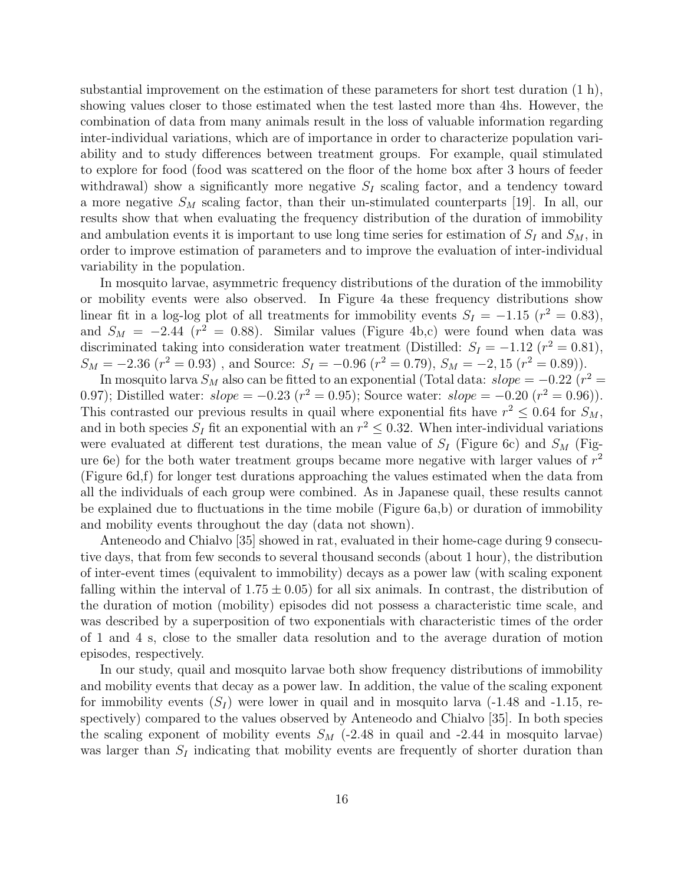substantial improvement on the estimation of these parameters for short test duration (1 h), showing values closer to those estimated when the test lasted more than 4hs. However, the combination of data from many animals result in the loss of valuable information regarding inter-individual variations, which are of importance in order to characterize population variability and to study differences between treatment groups. For example, quail stimulated to explore for food (food was scattered on the floor of the home box after 3 hours of feeder withdrawal) show a significantly more negative $S_I$ scaling factor, and a tendency toward a more negative $S_M$ scaling factor, than their un-stimulated counterparts [19]. In all, our results show that when evaluating the frequency distribution of the duration of immobility and ambulation events it is important to use long time series for estimation of $S_I$ and $S_M$, in order to improve estimation of parameters and to improve the evaluation of inter-individual variability in the population.

In mosquito larvae, asymmetric frequency distributions of the duration of the immobility or mobility events were also observed. In Figure 4a these frequency distributions show linear fit in a log-log plot of all treatments for immobility events $S_I = -1.15$ ($r^2 = 0.83$), and $S_M = -2.44$ ($r^2 = 0.88$). Similar values (Figure 4b,c) were found when data was discriminated taking into consideration water treatment (Distilled: $S_I = -1.12$ ($r^2 = 0.81$), $S_M = -2.36$ ($r^2 = 0.93$) , and Source: $S_I = -0.96$ ($r^2 = 0.79$), $S_M = -2,15$ ($r^2 = 0.89$)).

In mosquito larva $S_M$ also can be fitted to an exponential (Total data: $slope = -0.22$ ($r^2 = 0.97$); Distilled water: $slope = -0.23$ ($r^2 = 0.95$); Source water: $slope = -0.20$ ($r^2 = 0.96$)). This contrasted our previous results in quail where exponential fits have $r^2 \leq 0.64$ for $S_M$, and in both species $S_I$ fit an exponential with an $r^2 \leq 0.32$. When inter-individual variations were evaluated at different test durations, the mean value of $S_I$ (Figure 6c) and $S_M$ (Figure 6e) for the both water treatment groups became more negative with larger values of $r^2$ (Figure 6d,f) for longer test durations approaching the values estimated when the data from all the individuals of each group were combined. As in Japanese quail, these results cannot be explained due to fluctuations in the time mobile (Figure 6a,b) or duration of immobility and mobility events throughout the day (data not shown).

Anteneodo and Chialvo [35] showed in rat, evaluated in their home-cage during 9 consecutive days, that from few seconds to several thousand seconds (about 1 hour), the distribution of inter-event times (equivalent to immobility) decays as a power law (with scaling exponent falling within the interval of $1.75 \pm 0.05$) for all six animals. In contrast, the distribution of the duration of motion (mobility) episodes did not possess a characteristic time scale, and was described by a superposition of two exponentials with characteristic times of the order of 1 and 4 s, close to the smaller data resolution and to the average duration of motion episodes, respectively.

In our study, quail and mosquito larvae both show frequency distributions of immobility and mobility events that decay as a power law. In addition, the value of the scaling exponent for immobility events ($S_I$) were lower in quail and in mosquito larva (-1.48 and -1.15, respectively) compared to the values observed by Anteneodo and Chialvo [35]. In both species the scaling exponent of mobility events $S_M$ (-2.48 in quail and -2.44 in mosquito larvae) was larger than $S_I$ indicating that mobility events are frequently of shorter duration than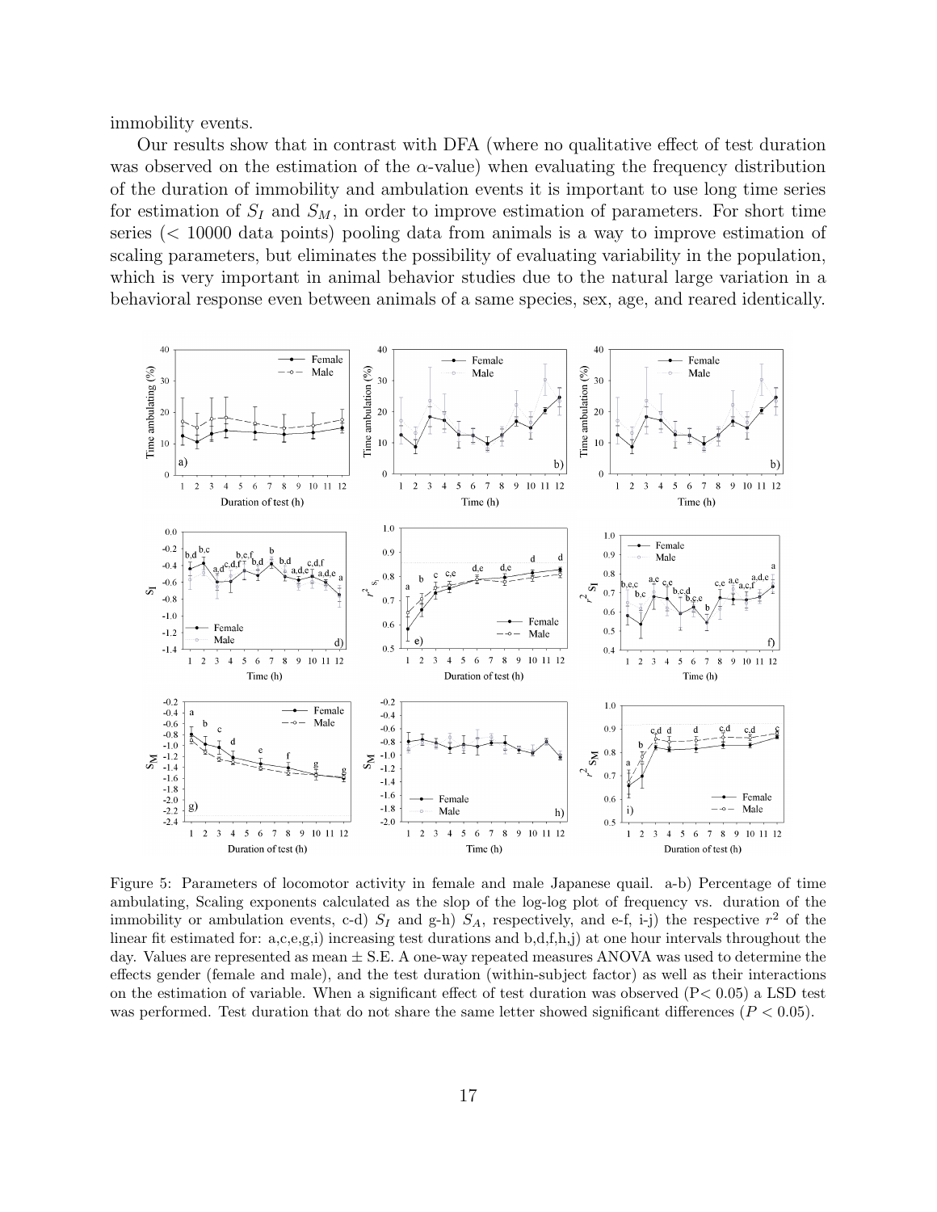immobility events.

Our results show that in contrast with DFA (where no qualitative effect of test duration was observed on the estimation of the $\alpha$-value) when evaluating the frequency distribution of the duration of immobility and ambulation events it is important to use long time series for estimation of $S_I$ and $S_M$, in order to improve estimation of parameters. For short time series (< 10000 data points) pooling data from animals is a way to improve estimation of scaling parameters, but eliminates the possibility of evaluating variability in the population, which is very important in animal behavior studies due to the natural large variation in a behavioral response even between animals of a same species, sex, age, and reared identically.

Figure 5: Parameters of locomotor activity in female and male Japanese quail. a-b) Percentage of time ambulating, Scaling exponents calculated as the slop of the log-log plot of frequency vs. duration of the immobility or ambulation events, c-d) $S_I$ and g-h) $S_A$, respectively, and e-f, i-j) the respective $r^2$ of the linear fit estimated for: a,c,e,g,i) increasing test durations and b,d,f,h,j) at one hour intervals throughout the day. Values are represented as mean ± S.E. A one-way repeated measures ANOVA was used to determine the effects gender (female and male), and the test duration (within-subject factor) as well as their interactions on the estimation of variable. When a significant effect of test duration was observed ($P < 0.05$) a LSD test was performed. Test duration that do not share the same letter showed significant differences ($P < 0.05$).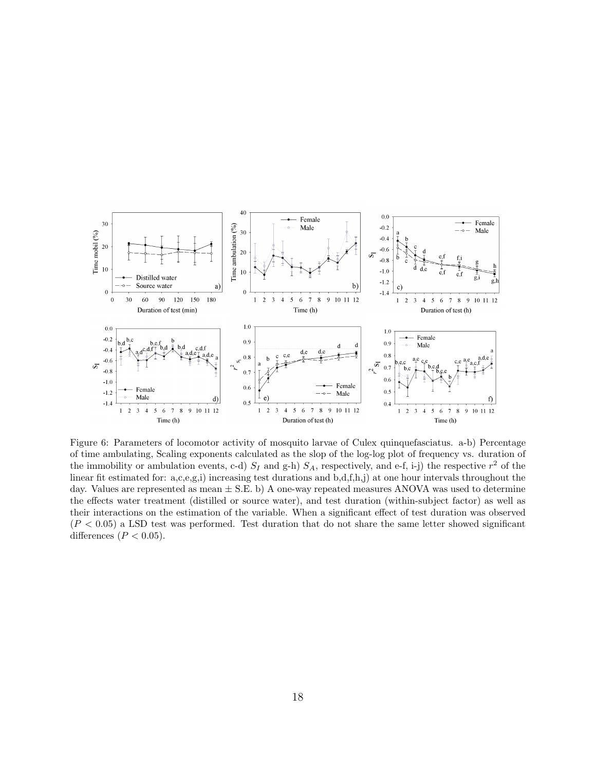Figure 6: Parameters of locomotor activity of mosquito larvae of Culex quinquefasciatus. a-b) Percentage of time ambulating, Scaling exponents calculated as the slop of the log-log plot of frequency vs. duration of the immobility or ambulation events, c-d) $S_I$ and g-h) $S_A$, respectively, and e-f, i-j) the respective $r^2$ of the linear fit estimated for: a,c,e,g,i) increasing test durations and b,d,f,h,j) at one hour intervals throughout the day. Values are represented as mean ± S.E. b) A one-way repeated measures ANOVA was used to determine the effects water treatment (distilled or source water), and test duration (within-subject factor) as well as their interactions on the estimation of the variable. When a significant effect of test duration was observed ($P < 0.05$) a LSD test was performed. Test duration that do not share the same letter showed significant differences ($P < 0.05$).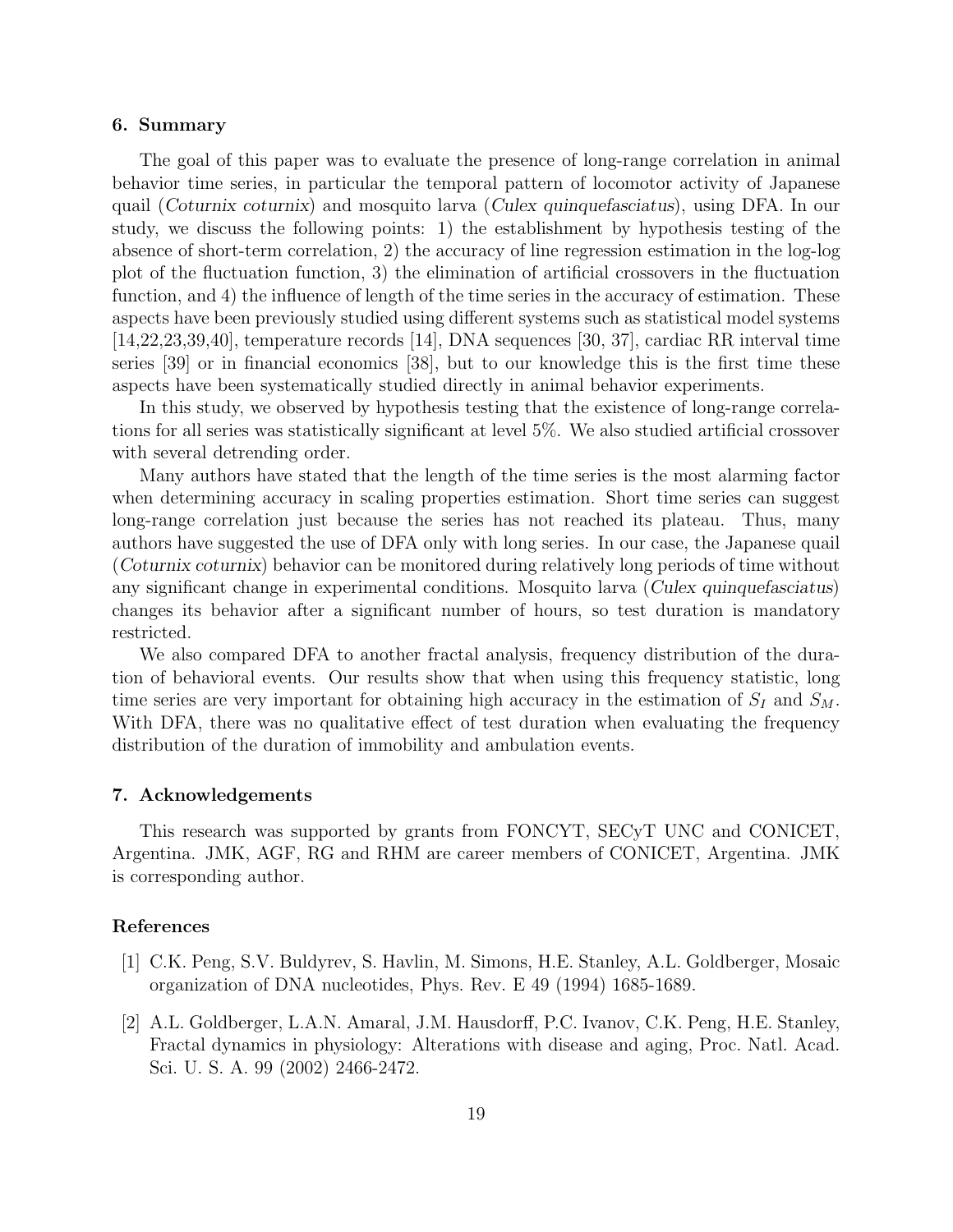## 6. Summary

The goal of this paper was to evaluate the presence of long-range correlation in animal behavior time series, in particular the temporal pattern of locomotor activity of Japanese quail (*Coturnix coturnix*) and mosquito larva (*Culex quinquefasciatus*), using DFA. In our study, we discuss the following points: 1) the establishment by hypothesis testing of the absence of short-term correlation, 2) the accuracy of line regression estimation in the log-log plot of the fluctuation function, 3) the elimination of artificial crossovers in the fluctuation function, and 4) the influence of length of the time series in the accuracy of estimation. These aspects have been previously studied using different systems such as statistical model systems [14,22,23,39,40], temperature records [14], DNA sequences [30, 37], cardiac RR interval time series [39] or in financial economics [38], but to our knowledge this is the first time these aspects have been systematically studied directly in animal behavior experiments.

In this study, we observed by hypothesis testing that the existence of long-range correlations for all series was statistically significant at level 5%. We also studied artificial crossover with several detrending order.

Many authors have stated that the length of the time series is the most alarming factor when determining accuracy in scaling properties estimation. Short time series can suggest long-range correlation just because the series has not reached its plateau. Thus, many authors have suggested the use of DFA only with long series. In our case, the Japanese quail (*Coturnix coturnix*) behavior can be monitored during relatively long periods of time without any significant change in experimental conditions. Mosquito larva (*Culex quinquefasciatus*) changes its behavior after a significant number of hours, so test duration is mandatory restricted.

We also compared DFA to another fractal analysis, frequency distribution of the duration of behavioral events. Our results show that when using this frequency statistic, long time series are very important for obtaining high accuracy in the estimation of $S_I$ and $S_M$. With DFA, there was no qualitative effect of test duration when evaluating the frequency distribution of the duration of immobility and ambulation events.

## 7. Acknowledgements

This research was supported by grants from FONCYT, SECyT UNC and CONICET, Argentina. JMK, AGF, RG and RHM are career members of CONICET, Argentina. JMK is corresponding author.

## References

[1] C.K. Peng, S.V. Buldyrev, S. Havlin, M. Simons, H.E. Stanley, A.L. Goldberger, Mosaic organization of DNA nucleotides, Phys. Rev. E 49 (1994) 1685-1689.

[2] A.L. Goldberger, L.A.N. Amaral, J.M. Hausdorff, P.C. Ivanov, C.K. Peng, H.E. Stanley, Fractal dynamics in physiology: Alterations with disease and aging, Proc. Natl. Acad. Sci. U. S. A. 99 (2002) 2466-2472.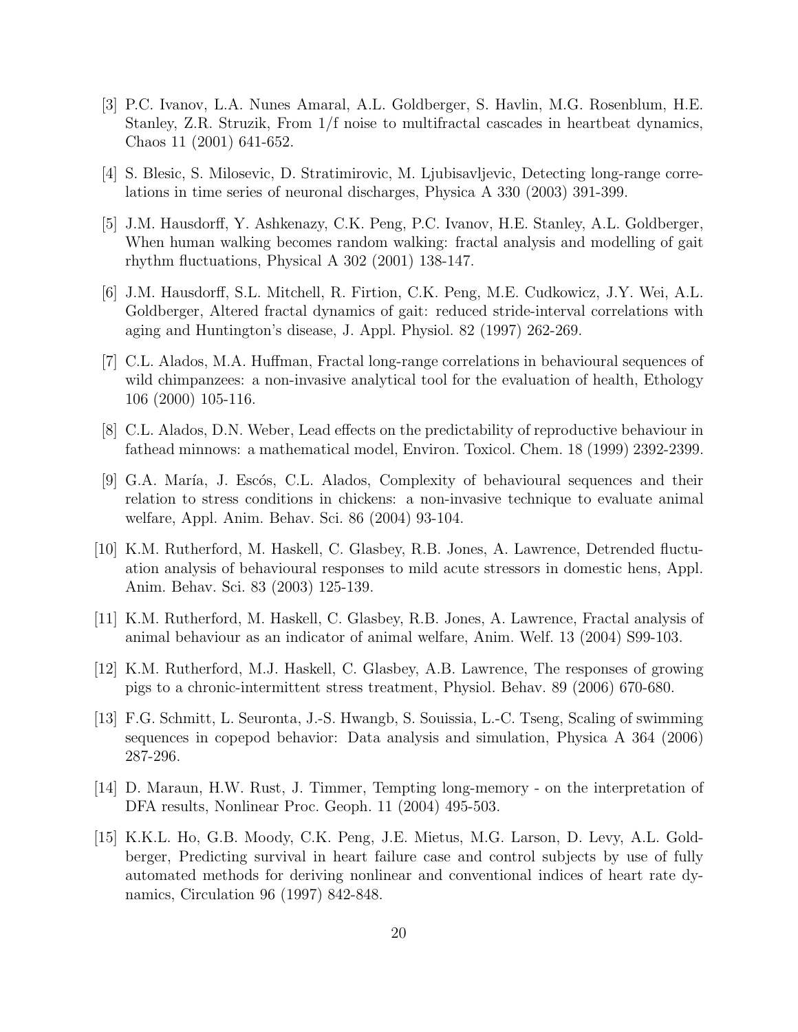[3] P.C. Ivanov, L.A. Nunes Amaral, A.L. Goldberger, S. Havlin, M.G. Rosenblum, H.E. Stanley, Z.R. Struzik, From 1/f noise to multifractal cascades in heartbeat dynamics, Chaos 11 (2001) 641-652.

[4] S. Blesic, S. Milosevic, D. Stratimirovic, M. Ljubisavljevic, Detecting long-range correlations in time series of neuronal discharges, Physica A 330 (2003) 391-399.

[5] J.M. Hausdorff, Y. Ashkenazy, C.K. Peng, P.C. Ivanov, H.E. Stanley, A.L. Goldberger, When human walking becomes random walking: fractal analysis and modelling of gait rhythm fluctuations, Physical A 302 (2001) 138-147.

[6] J.M. Hausdorff, S.L. Mitchell, R. Firtion, C.K. Peng, M.E. Cudkowicz, J.Y. Wei, A.L. Goldberger, Altered fractal dynamics of gait: reduced stride-interval correlations with aging and Huntington's disease, J. Appl. Physiol. 82 (1997) 262-269.

[7] C.L. Alados, M.A. Huffman, Fractal long-range correlations in behavioural sequences of wild chimpanzees: a non-invasive analytical tool for the evaluation of health, Ethology 106 (2000) 105-116.

[8] C.L. Alados, D.N. Weber, Lead effects on the predictability of reproductive behaviour in fathead minnows: a mathematical model, Environ. Toxicol. Chem. 18 (1999) 2392-2399.

[9] G.A. María, J. Escós, C.L. Alados, Complexity of behavioural sequences and their relation to stress conditions in chickens: a non-invasive technique to evaluate animal welfare, Appl. Anim. Behav. Sci. 86 (2004) 93-104.

[10] K.M. Rutherford, M. Haskell, C. Glasbey, R.B. Jones, A. Lawrence, Detrended fluctuation analysis of behavioural responses to mild acute stressors in domestic hens, Appl. Anim. Behav. Sci. 83 (2003) 125-139.

[11] K.M. Rutherford, M. Haskell, C. Glasbey, R.B. Jones, A. Lawrence, Fractal analysis of animal behaviour as an indicator of animal welfare, Anim. Welf. 13 (2004) S99-103.

[12] K.M. Rutherford, M.J. Haskell, C. Glasbey, A.B. Lawrence, The responses of growing pigs to a chronic-intermittent stress treatment, Physiol. Behav. 89 (2006) 670-680.

[13] F.G. Schmitt, L. Seuronta, J.-S. Hwangb, S. Souissia, L.-C. Tseng, Scaling of swimming sequences in copepod behavior: Data analysis and simulation, Physica A 364 (2006) 287-296.

[14] D. Maraun, H.W. Rust, J. Timmer, Tempting long-memory - on the interpretation of DFA results, Nonlinear Proc. Geoph. 11 (2004) 495-503.

[15] K.K.L. Ho, G.B. Moody, C.K. Peng, J.E. Mietus, M.G. Larson, D. Levy, A.L. Goldberger, Predicting survival in heart failure case and control subjects by use of fully automated methods for deriving nonlinear and conventional indices of heart rate dynamics, Circulation 96 (1997) 842-848.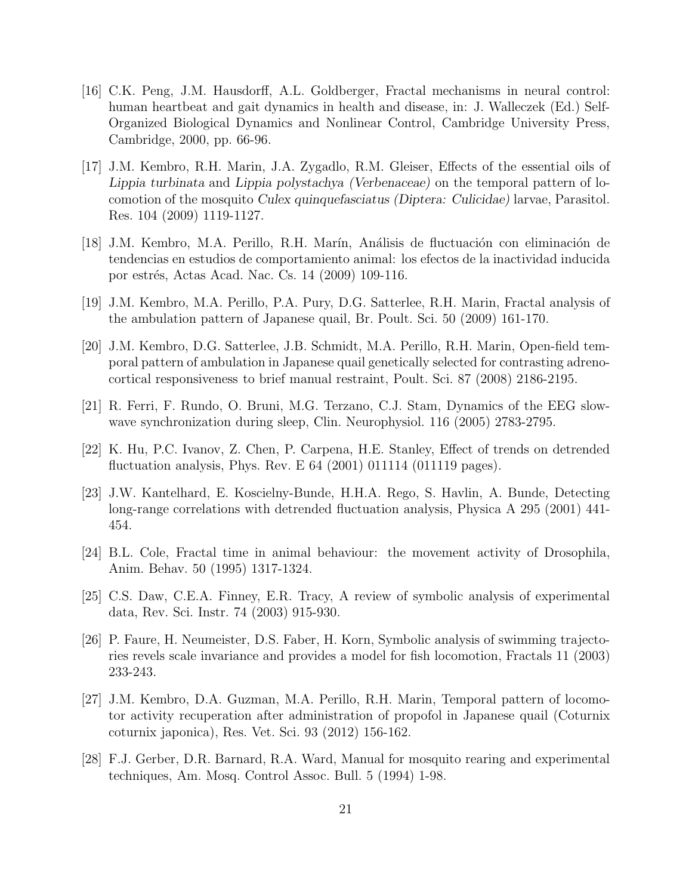[16] C.K. Peng, J.M. Hausdorff, A.L. Goldberger, Fractal mechanisms in neural control: human heartbeat and gait dynamics in health and disease, in: J. Walleczek (Ed.) Self-Organized Biological Dynamics and Nonlinear Control, Cambridge University Press, Cambridge, 2000, pp. 66-96.

[17] J.M. Kembro, R.H. Marin, J.A. Zygadlo, R.M. Gleiser, Effects of the essential oils of *Lippia turbinata* and *Lippia polystachya (Verbenaceae)* on the temporal pattern of locomotion of the mosquito *Culex quinquefasciatus (Diptera: Culicidae)* larvae, Parasitol. Res. 104 (2009) 1119-1127.

[18] J.M. Kembro, M.A. Perillo, R.H. Marín, Análisis de fluctuación con eliminación de tendencias en estudios de comportamiento animal: los efectos de la inactividad inducida por estrés, Actas Acad. Nac. Cs. 14 (2009) 109-116.

[19] J.M. Kembro, M.A. Perillo, P.A. Pury, D.G. Satterlee, R.H. Marin, Fractal analysis of the ambulation pattern of Japanese quail, Br. Poult. Sci. 50 (2009) 161-170.

[20] J.M. Kembro, D.G. Satterlee, J.B. Schmidt, M.A. Perillo, R.H. Marin, Open-field temporal pattern of ambulation in Japanese quail genetically selected for contrasting adrenocortical responsiveness to brief manual restraint, Poult. Sci. 87 (2008) 2186-2195.

[21] R. Ferri, F. Rundo, O. Bruni, M.G. Terzano, C.J. Stam, Dynamics of the EEG slow-wave synchronization during sleep, Clin. Neurophysiol. 116 (2005) 2783-2795.

[22] K. Hu, P.C. Ivanov, Z. Chen, P. Carpena, H.E. Stanley, Effect of trends on detrended fluctuation analysis, Phys. Rev. E 64 (2001) 011114 (011119 pages).

[23] J.W. Kantelhard, E. Koscielny-Bunde, H.H.A. Rego, S. Havlin, A. Bunde, Detecting long-range correlations with detrended fluctuation analysis, Physica A 295 (2001) 441-454.

[24] B.L. Cole, Fractal time in animal behaviour: the movement activity of Drosophila, Anim. Behav. 50 (1995) 1317-1324.

[25] C.S. Daw, C.E.A. Finney, E.R. Tracy, A review of symbolic analysis of experimental data, Rev. Sci. Instr. 74 (2003) 915-930.

[26] P. Faure, H. Neumeister, D.S. Faber, H. Korn, Symbolic analysis of swimming trajectories revels scale invariance and provides a model for fish locomotion, Fractals 11 (2003) 233-243.

[27] J.M. Kembro, D.A. Guzman, M.A. Perillo, R.H. Marin, Temporal pattern of locomotor activity recuperation after administration of propofol in Japanese quail (Coturnix coturnix japonica), Res. Vet. Sci. 93 (2012) 156-162.

[28] F.J. Gerber, D.R. Barnard, R.A. Ward, Manual for mosquito rearing and experimental techniques, Am. Mosq. Control Assoc. Bull. 5 (1994) 1-98.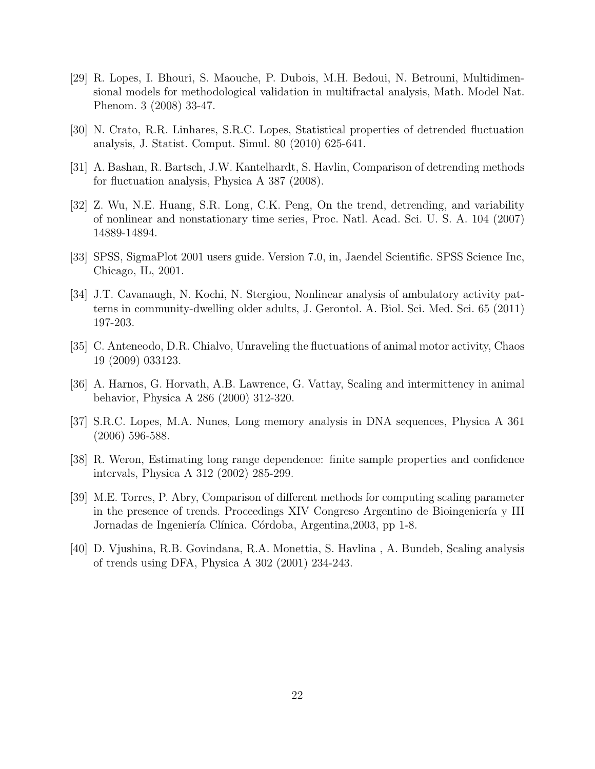[29] R. Lopes, I. Bhouri, S. Maouche, P. Dubois, M.H. Bedoui, N. Betrouni, Multidimensional models for methodological validation in multifractal analysis, Math. Model Nat. Phenom. 3 (2008) 33-47.

[30] N. Crato, R.R. Linhares, S.R.C. Lopes, Statistical properties of detrended fluctuation analysis, J. Statist. Comput. Simul. 80 (2010) 625-641.

[31] A. Bashan, R. Bartsch, J.W. Kantelhardt, S. Havlin, Comparison of detrending methods for fluctuation analysis, Physica A 387 (2008).

[32] Z. Wu, N.E. Huang, S.R. Long, C.K. Peng, On the trend, detrending, and variability of nonlinear and nonstationary time series, Proc. Natl. Acad. Sci. U. S. A. 104 (2007) 14889-14894.

[33] SPSS, SigmaPlot 2001 users guide. Version 7.0, in, Jaendel Scientific. SPSS Science Inc, Chicago, IL, 2001.

[34] J.T. Cavanaugh, N. Kochi, N. Stergiou, Nonlinear analysis of ambulatory activity patterns in community-dwelling older adults, J. Gerontol. A. Biol. Sci. Med. Sci. 65 (2011) 197-203.

[35] C. Anteneodo, D.R. Chialvo, Unraveling the fluctuations of animal motor activity, Chaos 19 (2009) 033123.

[36] A. Harnos, G. Horvath, A.B. Lawrence, G. Vattay, Scaling and intermittency in animal behavior, Physica A 286 (2000) 312-320.

[37] S.R.C. Lopes, M.A. Nunes, Long memory analysis in DNA sequences, Physica A 361 (2006) 596-588.

[38] R. Weron, Estimating long range dependence: finite sample properties and confidence intervals, Physica A 312 (2002) 285-299.

[39] M.E. Torres, P. Abry, Comparison of different methods for computing scaling parameter in the presence of trends. Proceedings XIV Congreso Argentino de Bioingeniería y III Jornadas de Ingeniería Clínica. Córdoba, Argentina,2003, pp 1-8.

[40] D. Vjushina, R.B. Govindana, R.A. Monettia, S. Havlina , A. Bundeb, Scaling analysis of trends using DFA, Physica A 302 (2001) 234-243.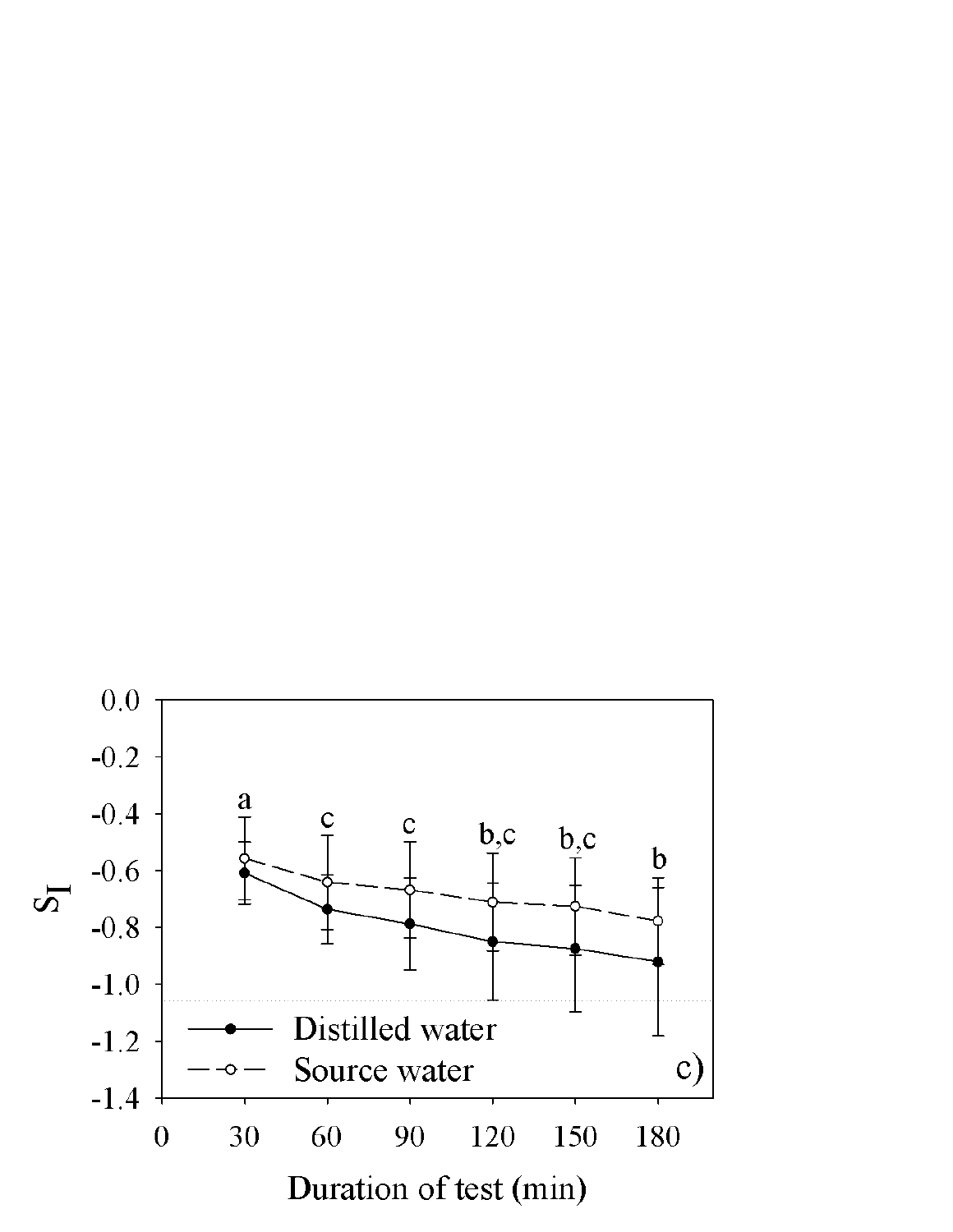$S_I$

a c c b,c b,c b

Distilled water

Source water

c)

Duration of test (min)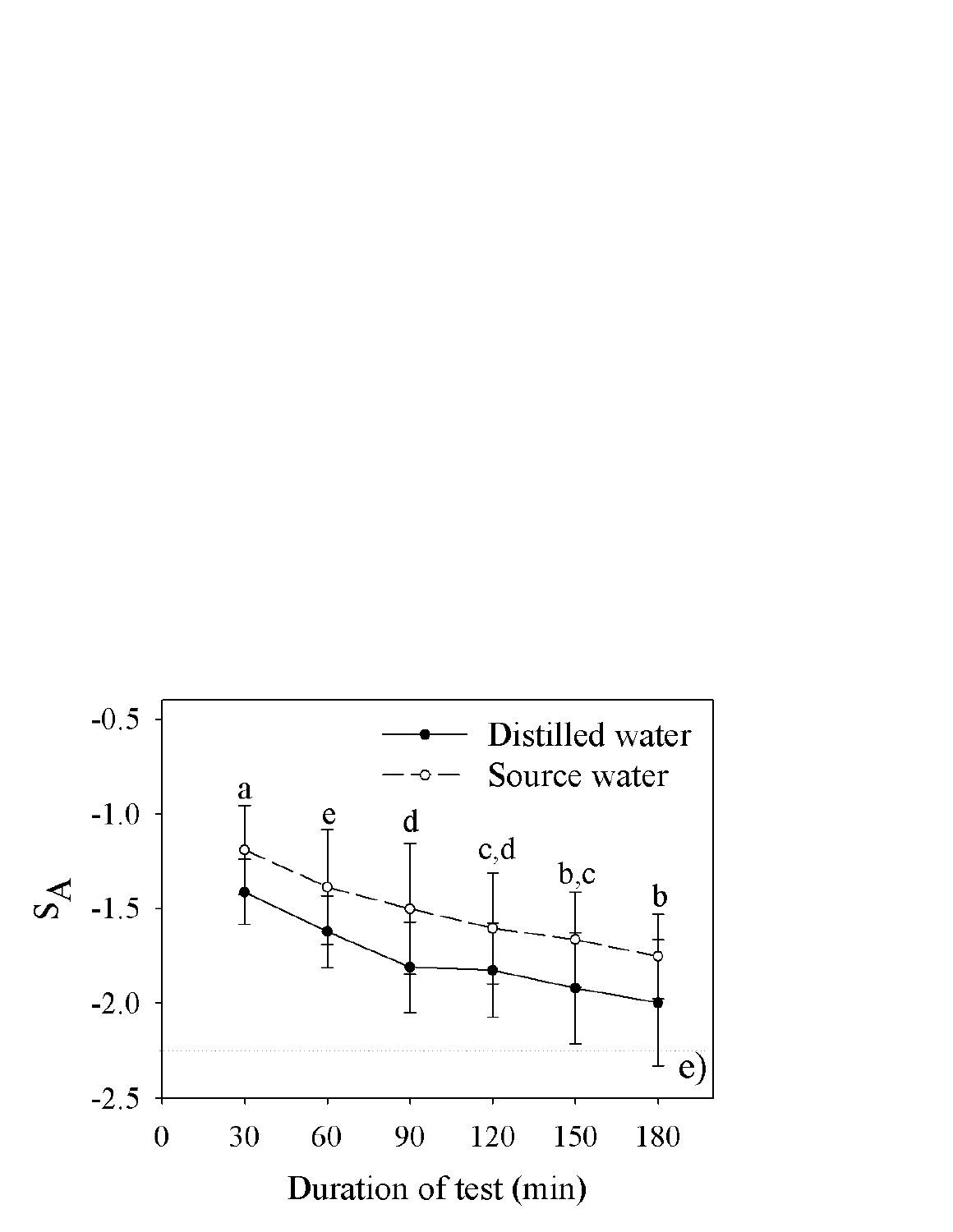Distilled water
Source water

$S_A$

a, e, d, c,d, b,c, b

e)

Duration of test (min)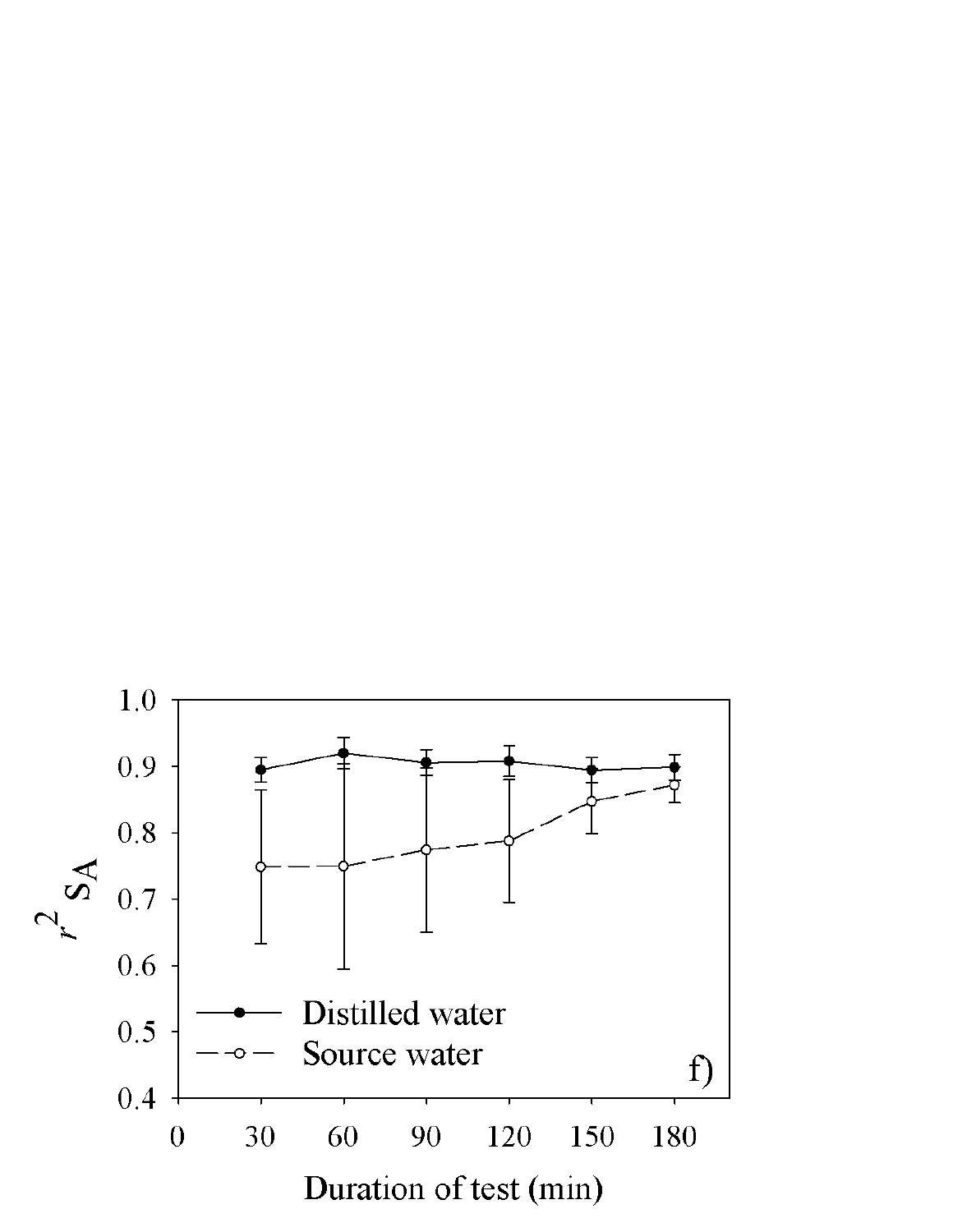1.0
0.9
0.8
0.7
0.6
0.5
0.4

$r^2_{SA}$

Distilled water
Source water

f)

0
30
60
90
120
150
180

Duration of test (min)